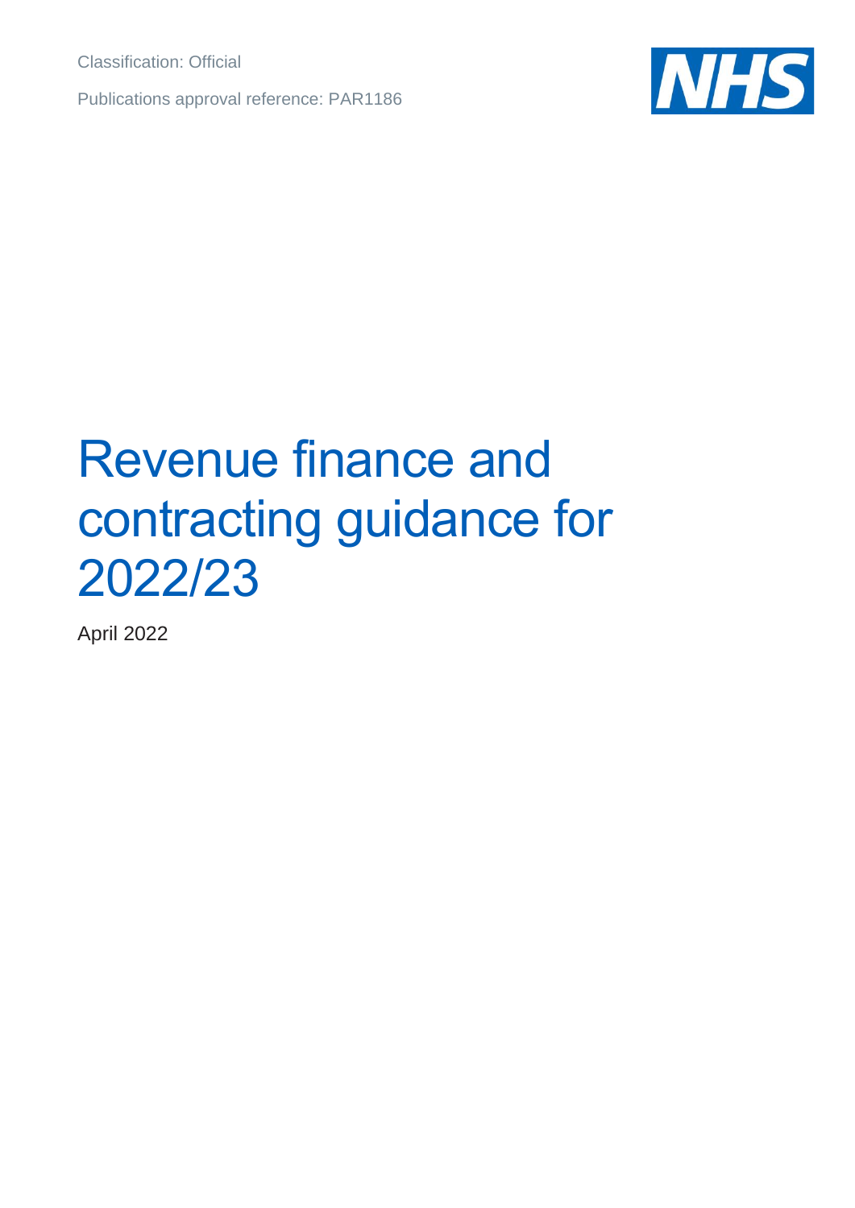Classification: Official

Publications approval reference: PAR1186

# Revenue finance and contracting guidance for 2022/23

April 2022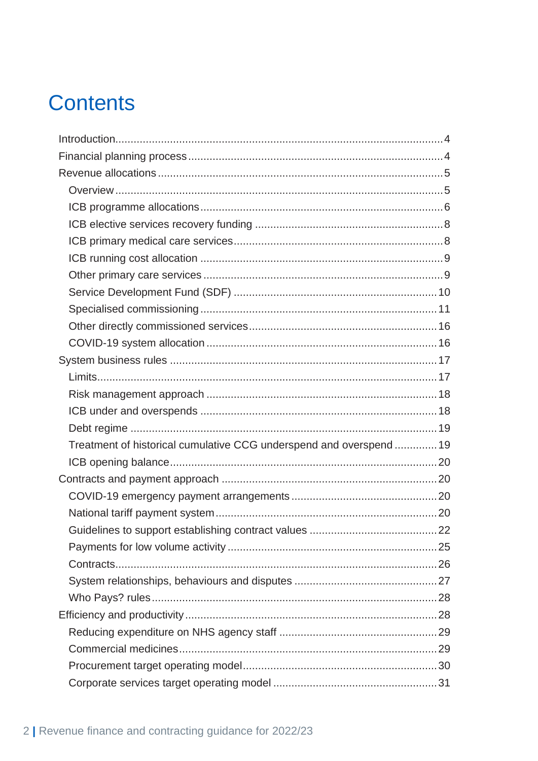# Contents

- Introduction ... 4
- Financial planning process ... 4
- Revenue allocations ... 5
  - Overview ... 5
  - ICB programme allocations ... 6
  - ICB elective services recovery funding ... 8
  - ICB primary medical care services ... 8
  - ICB running cost allocation ... 9
  - Other primary care services ... 9
  - Service Development Fund (SDF) ... 10
  - Specialised commissioning ... 11
  - Other directly commissioned services ... 16
  - COVID-19 system allocation ... 16
- System business rules ... 17
  - Limits ... 17
  - Risk management approach ... 18
  - ICB under and overspends ... 18
  - Debt regime ... 19
  - Treatment of historical cumulative CCG underspend and overspend ... 19
  - ICB opening balance ... 20
- Contracts and payment approach ... 20
  - COVID-19 emergency payment arrangements ... 20
  - National tariff payment system ... 20
  - Guidelines to support establishing contract values ... 22
  - Payments for low volume activity ... 25
  - Contracts ... 26
  - System relationships, behaviours and disputes ... 27
  - Who Pays? rules ... 28
- Efficiency and productivity ... 28
  - Reducing expenditure on NHS agency staff ... 29
  - Commercial medicines ... 29
  - Procurement target operating model ... 30
  - Corporate services target operating model ... 31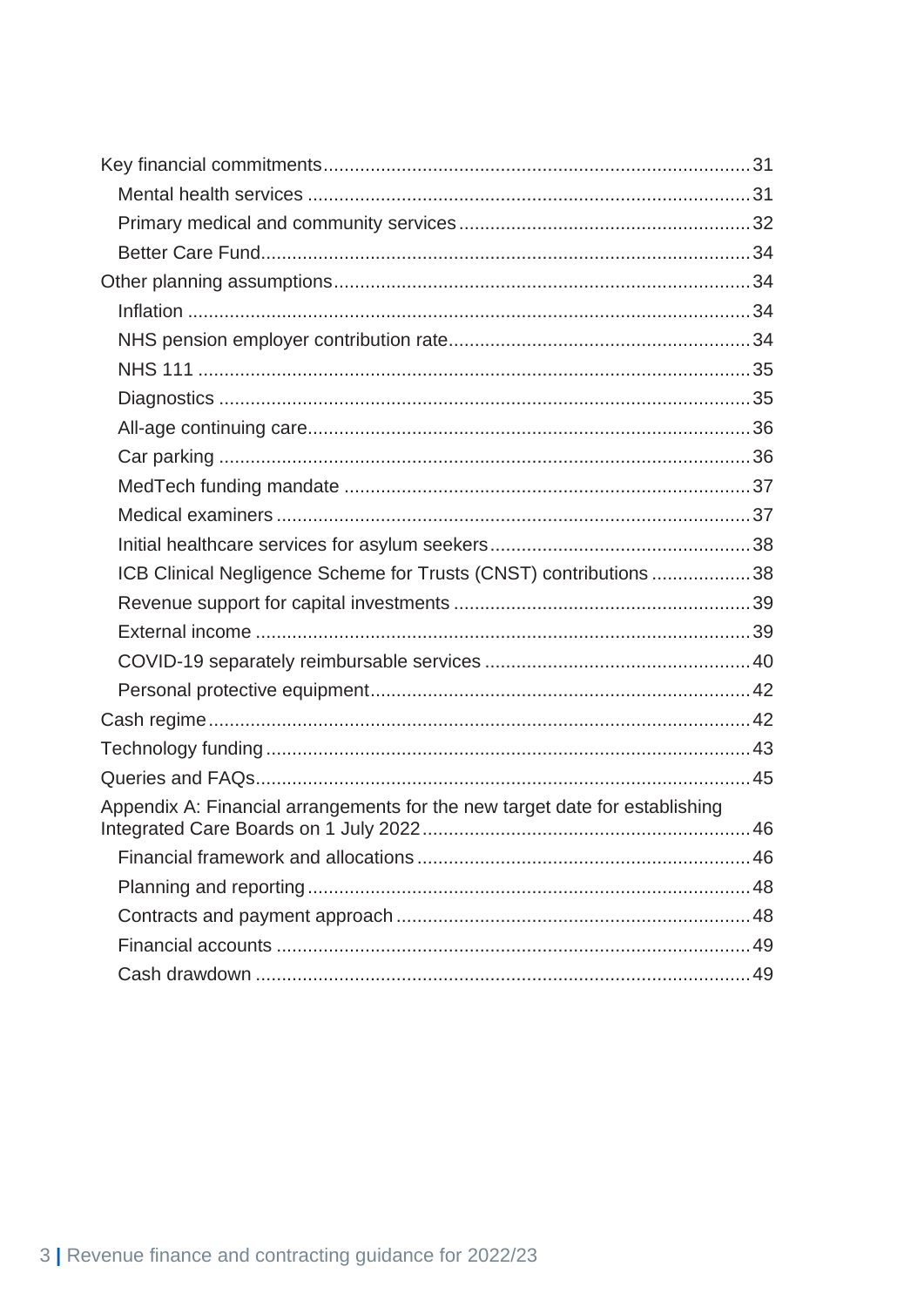- Key financial commitments ........ 31
  - Mental health services ........ 31
  - Primary medical and community services ........ 32
  - Better Care Fund ........ 34
- Other planning assumptions ........ 34
  - Inflation ........ 34
  - NHS pension employer contribution rate ........ 34
  - NHS 111 ........ 35
  - Diagnostics ........ 35
  - All-age continuing care ........ 36
  - Car parking ........ 36
  - MedTech funding mandate ........ 37
  - Medical examiners ........ 37
  - Initial healthcare services for asylum seekers ........ 38
  - ICB Clinical Negligence Scheme for Trusts (CNST) contributions ........ 38
  - Revenue support for capital investments ........ 39
  - External income ........ 39
  - COVID-19 separately reimbursable services ........ 40
  - Personal protective equipment ........ 42
- Cash regime ........ 42
- Technology funding ........ 43
- Queries and FAQs ........ 45
- Appendix A: Financial arrangements for the new target date for establishing Integrated Care Boards on 1 July 2022 ........ 46
  - Financial framework and allocations ........ 46
  - Planning and reporting ........ 48
  - Contracts and payment approach ........ 48
  - Financial accounts ........ 49
  - Cash drawdown ........ 49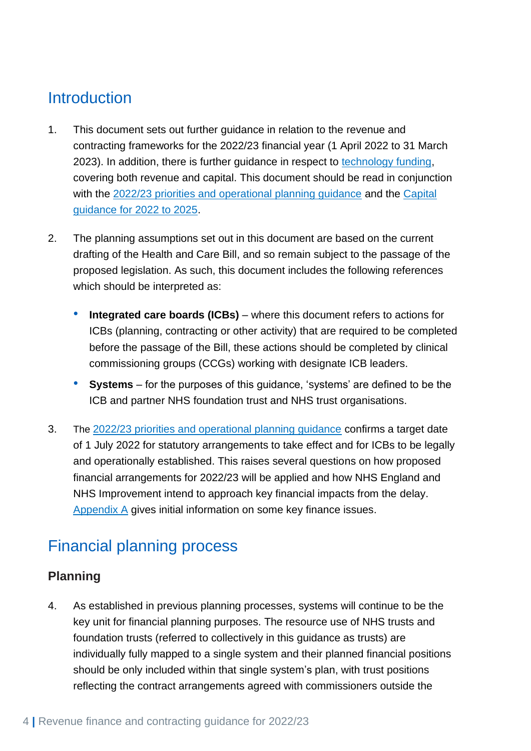## Introduction

1. This document sets out further guidance in relation to the revenue and contracting frameworks for the 2022/23 financial year (1 April 2022 to 31 March 2023). In addition, there is further guidance in respect to technology funding, covering both revenue and capital. This document should be read in conjunction with the 2022/23 priorities and operational planning guidance and the Capital guidance for 2022 to 2025.

2. The planning assumptions set out in this document are based on the current drafting of the Health and Care Bill, and so remain subject to the passage of the proposed legislation. As such, this document includes the following references which should be interpreted as:

   - **Integrated care boards (ICBs)** – where this document refers to actions for ICBs (planning, contracting or other activity) that are required to be completed before the passage of the Bill, these actions should be completed by clinical commissioning groups (CCGs) working with designate ICB leaders.
   - **Systems** – for the purposes of this guidance, 'systems' are defined to be the ICB and partner NHS foundation trust and NHS trust organisations.

3. The 2022/23 priorities and operational planning guidance confirms a target date of 1 July 2022 for statutory arrangements to take effect and for ICBs to be legally and operationally established. This raises several questions on how proposed financial arrangements for 2022/23 will be applied and how NHS England and NHS Improvement intend to approach key financial impacts from the delay. Appendix A gives initial information on some key finance issues.

## Financial planning process

### Planning

4. As established in previous planning processes, systems will continue to be the key unit for financial planning purposes. The resource use of NHS trusts and foundation trusts (referred to collectively in this guidance as trusts) are individually fully mapped to a single system and their planned financial positions should be only included within that single system's plan, with trust positions reflecting the contract arrangements agreed with commissioners outside the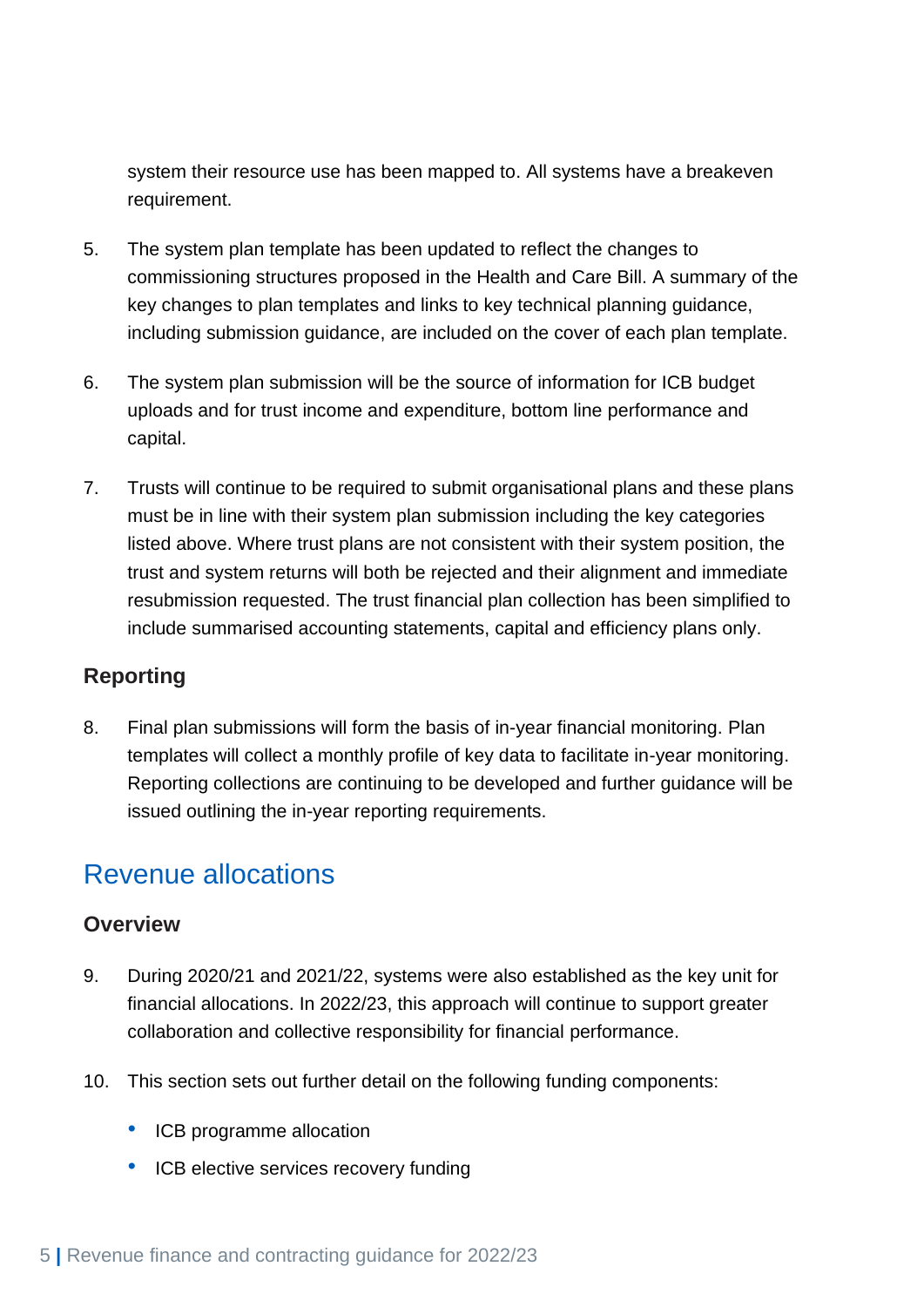system their resource use has been mapped to. All systems have a breakeven requirement.

5. The system plan template has been updated to reflect the changes to commissioning structures proposed in the Health and Care Bill. A summary of the key changes to plan templates and links to key technical planning guidance, including submission guidance, are included on the cover of each plan template.

6. The system plan submission will be the source of information for ICB budget uploads and for trust income and expenditure, bottom line performance and capital.

7. Trusts will continue to be required to submit organisational plans and these plans must be in line with their system plan submission including the key categories listed above. Where trust plans are not consistent with their system position, the trust and system returns will both be rejected and their alignment and immediate resubmission requested. The trust financial plan collection has been simplified to include summarised accounting statements, capital and efficiency plans only.

### Reporting

8. Final plan submissions will form the basis of in-year financial monitoring. Plan templates will collect a monthly profile of key data to facilitate in-year monitoring. Reporting collections are continuing to be developed and further guidance will be issued outlining the in-year reporting requirements.

## Revenue allocations

### Overview

9. During 2020/21 and 2021/22, systems were also established as the key unit for financial allocations. In 2022/23, this approach will continue to support greater collaboration and collective responsibility for financial performance.

10. This section sets out further detail on the following funding components:

    - ICB programme allocation
    - ICB elective services recovery funding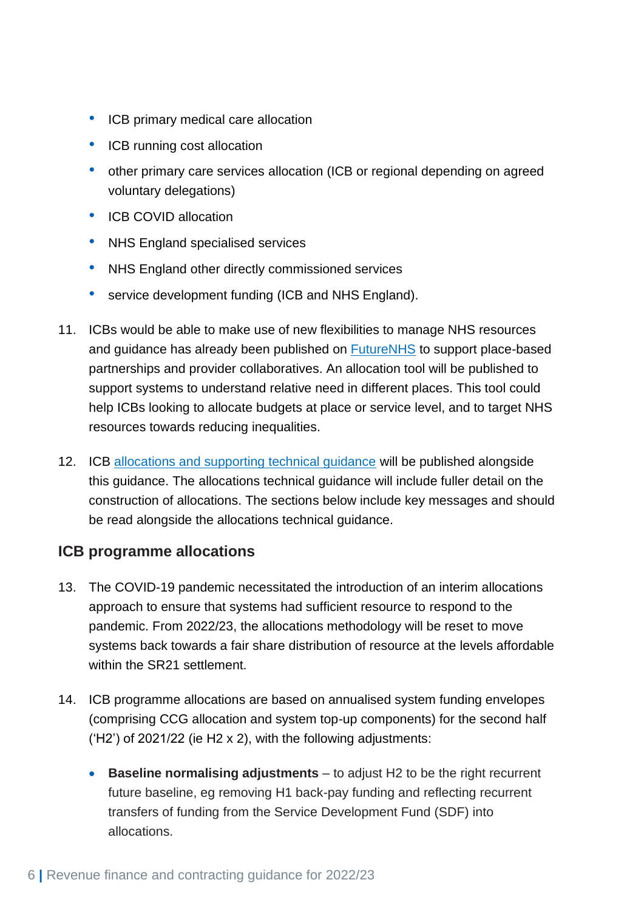- ICB primary medical care allocation
- ICB running cost allocation
- other primary care services allocation (ICB or regional depending on agreed voluntary delegations)
- ICB COVID allocation
- NHS England specialised services
- NHS England other directly commissioned services
- service development funding (ICB and NHS England).

11. ICBs would be able to make use of new flexibilities to manage NHS resources and guidance has already been published on FutureNHS to support place-based partnerships and provider collaboratives. An allocation tool will be published to support systems to understand relative need in different places. This tool could help ICBs looking to allocate budgets at place or service level, and to target NHS resources towards reducing inequalities.

12. ICB allocations and supporting technical guidance will be published alongside this guidance. The allocations technical guidance will include fuller detail on the construction of allocations. The sections below include key messages and should be read alongside the allocations technical guidance.

## ICB programme allocations

13. The COVID-19 pandemic necessitated the introduction of an interim allocations approach to ensure that systems had sufficient resource to respond to the pandemic. From 2022/23, the allocations methodology will be reset to move systems back towards a fair share distribution of resource at the levels affordable within the SR21 settlement.

14. ICB programme allocations are based on annualised system funding envelopes (comprising CCG allocation and system top-up components) for the second half ('H2') of 2021/22 (ie H2 x 2), with the following adjustments:

    - **Baseline normalising adjustments** – to adjust H2 to be the right recurrent future baseline, eg removing H1 back-pay funding and reflecting recurrent transfers of funding from the Service Development Fund (SDF) into allocations.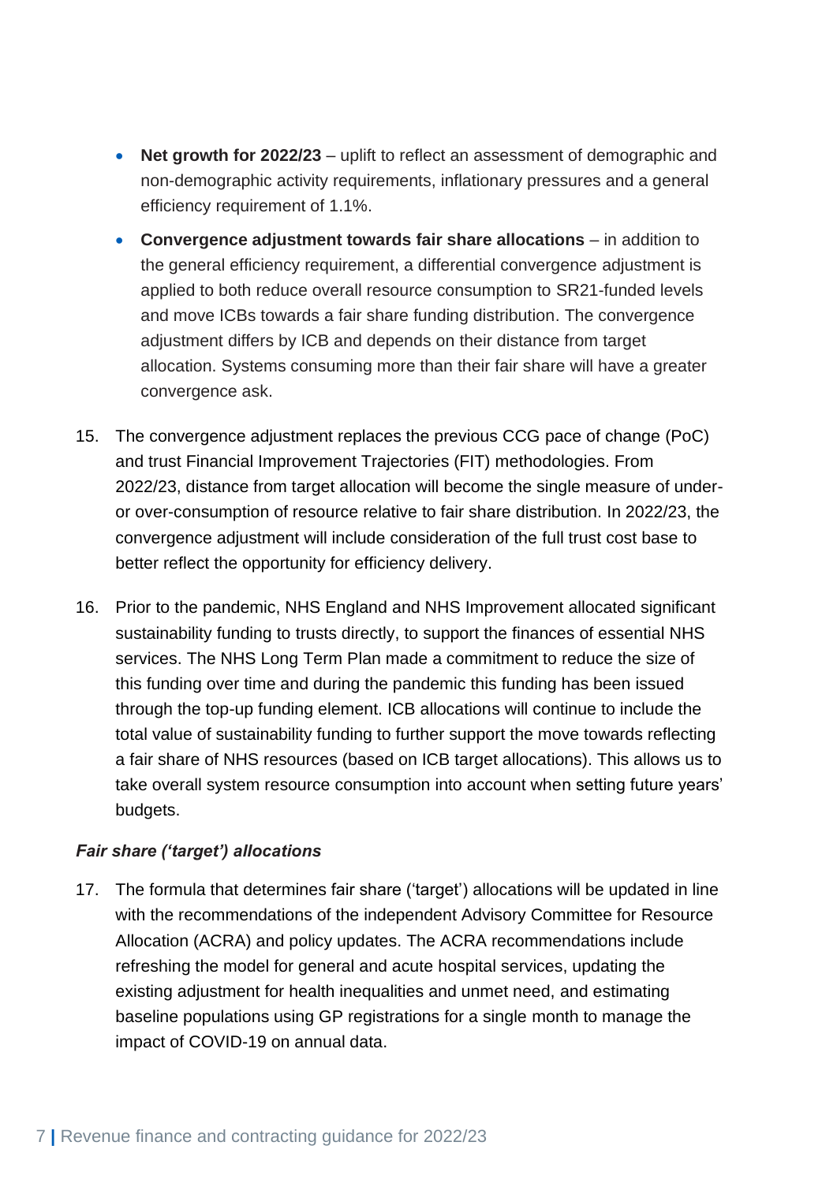- **Net growth for 2022/23** – uplift to reflect an assessment of demographic and non-demographic activity requirements, inflationary pressures and a general efficiency requirement of 1.1%.
- **Convergence adjustment towards fair share allocations** – in addition to the general efficiency requirement, a differential convergence adjustment is applied to both reduce overall resource consumption to SR21-funded levels and move ICBs towards a fair share funding distribution. The convergence adjustment differs by ICB and depends on their distance from target allocation. Systems consuming more than their fair share will have a greater convergence ask.

15. The convergence adjustment replaces the previous CCG pace of change (PoC) and trust Financial Improvement Trajectories (FIT) methodologies. From 2022/23, distance from target allocation will become the single measure of under- or over-consumption of resource relative to fair share distribution. In 2022/23, the convergence adjustment will include consideration of the full trust cost base to better reflect the opportunity for efficiency delivery.

16. Prior to the pandemic, NHS England and NHS Improvement allocated significant sustainability funding to trusts directly, to support the finances of essential NHS services. The NHS Long Term Plan made a commitment to reduce the size of this funding over time and during the pandemic this funding has been issued through the top-up funding element. ICB allocations will continue to include the total value of sustainability funding to further support the move towards reflecting a fair share of NHS resources (based on ICB target allocations). This allows us to take overall system resource consumption into account when setting future years' budgets.

### *Fair share ('target') allocations*

17. The formula that determines fair share ('target') allocations will be updated in line with the recommendations of the independent Advisory Committee for Resource Allocation (ACRA) and policy updates. The ACRA recommendations include refreshing the model for general and acute hospital services, updating the existing adjustment for health inequalities and unmet need, and estimating baseline populations using GP registrations for a single month to manage the impact of COVID-19 on annual data.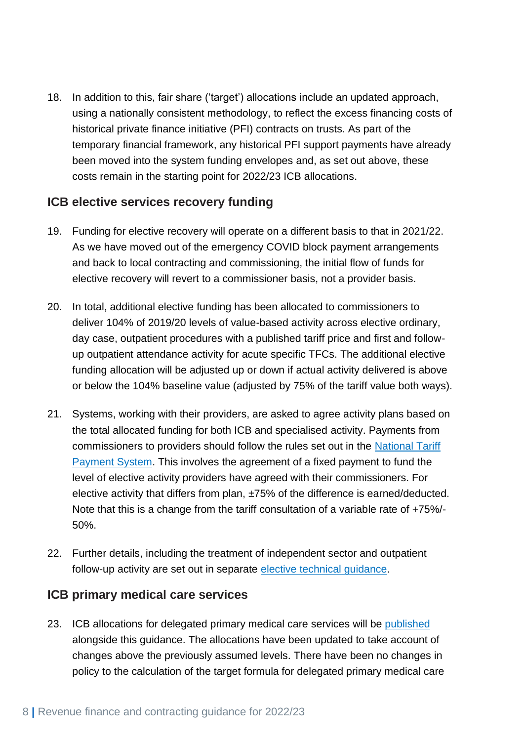18. In addition to this, fair share ('target') allocations include an updated approach, using a nationally consistent methodology, to reflect the excess financing costs of historical private finance initiative (PFI) contracts on trusts. As part of the temporary financial framework, any historical PFI support payments have already been moved into the system funding envelopes and, as set out above, these costs remain in the starting point for 2022/23 ICB allocations.

## ICB elective services recovery funding

19. Funding for elective recovery will operate on a different basis to that in 2021/22. As we have moved out of the emergency COVID block payment arrangements and back to local contracting and commissioning, the initial flow of funds for elective recovery will revert to a commissioner basis, not a provider basis.

20. In total, additional elective funding has been allocated to commissioners to deliver 104% of 2019/20 levels of value-based activity across elective ordinary, day case, outpatient procedures with a published tariff price and first and follow-up outpatient attendance activity for acute specific TFCs. The additional elective funding allocation will be adjusted up or down if actual activity delivered is above or below the 104% baseline value (adjusted by 75% of the tariff value both ways).

21. Systems, working with their providers, are asked to agree activity plans based on the total allocated funding for both ICB and specialised activity. Payments from commissioners to providers should follow the rules set out in the [National Tariff Payment System](). This involves the agreement of a fixed payment to fund the level of elective activity providers have agreed with their commissioners. For elective activity that differs from plan, ±75% of the difference is earned/deducted. Note that this is a change from the tariff consultation of a variable rate of +75%/-50%.

22. Further details, including the treatment of independent sector and outpatient follow-up activity are set out in separate [elective technical guidance]().

## ICB primary medical care services

23. ICB allocations for delegated primary medical care services will be [published]() alongside this guidance. The allocations have been updated to take account of changes above the previously assumed levels. There have been no changes in policy to the calculation of the target formula for delegated primary medical care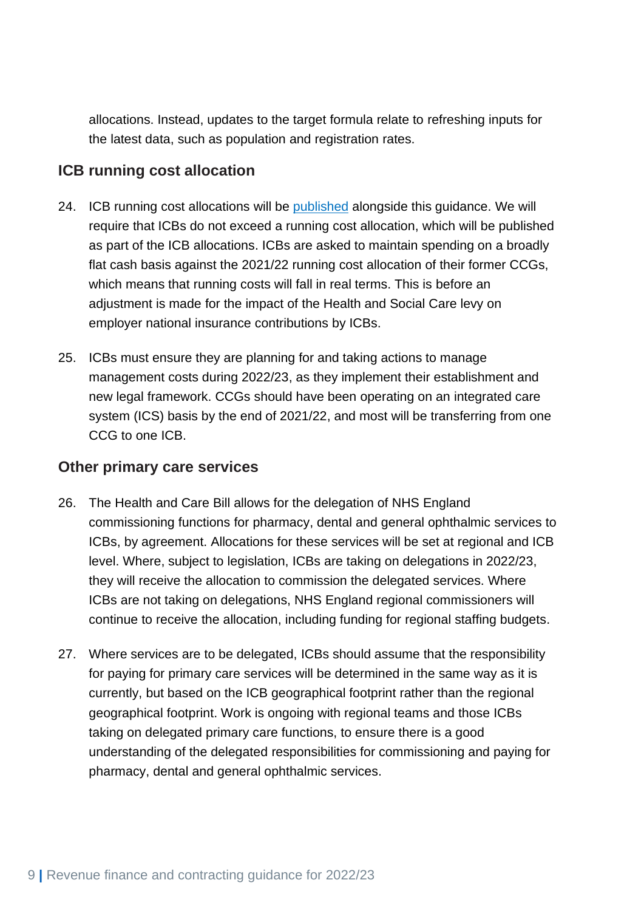allocations. Instead, updates to the target formula relate to refreshing inputs for the latest data, such as population and registration rates.

### ICB running cost allocation

24. ICB running cost allocations will be published alongside this guidance. We will require that ICBs do not exceed a running cost allocation, which will be published as part of the ICB allocations. ICBs are asked to maintain spending on a broadly flat cash basis against the 2021/22 running cost allocation of their former CCGs, which means that running costs will fall in real terms. This is before an adjustment is made for the impact of the Health and Social Care levy on employer national insurance contributions by ICBs.

25. ICBs must ensure they are planning for and taking actions to manage management costs during 2022/23, as they implement their establishment and new legal framework. CCGs should have been operating on an integrated care system (ICS) basis by the end of 2021/22, and most will be transferring from one CCG to one ICB.

### Other primary care services

26. The Health and Care Bill allows for the delegation of NHS England commissioning functions for pharmacy, dental and general ophthalmic services to ICBs, by agreement. Allocations for these services will be set at regional and ICB level. Where, subject to legislation, ICBs are taking on delegations in 2022/23, they will receive the allocation to commission the delegated services. Where ICBs are not taking on delegations, NHS England regional commissioners will continue to receive the allocation, including funding for regional staffing budgets.

27. Where services are to be delegated, ICBs should assume that the responsibility for paying for primary care services will be determined in the same way as it is currently, but based on the ICB geographical footprint rather than the regional geographical footprint. Work is ongoing with regional teams and those ICBs taking on delegated primary care functions, to ensure there is a good understanding of the delegated responsibilities for commissioning and paying for pharmacy, dental and general ophthalmic services.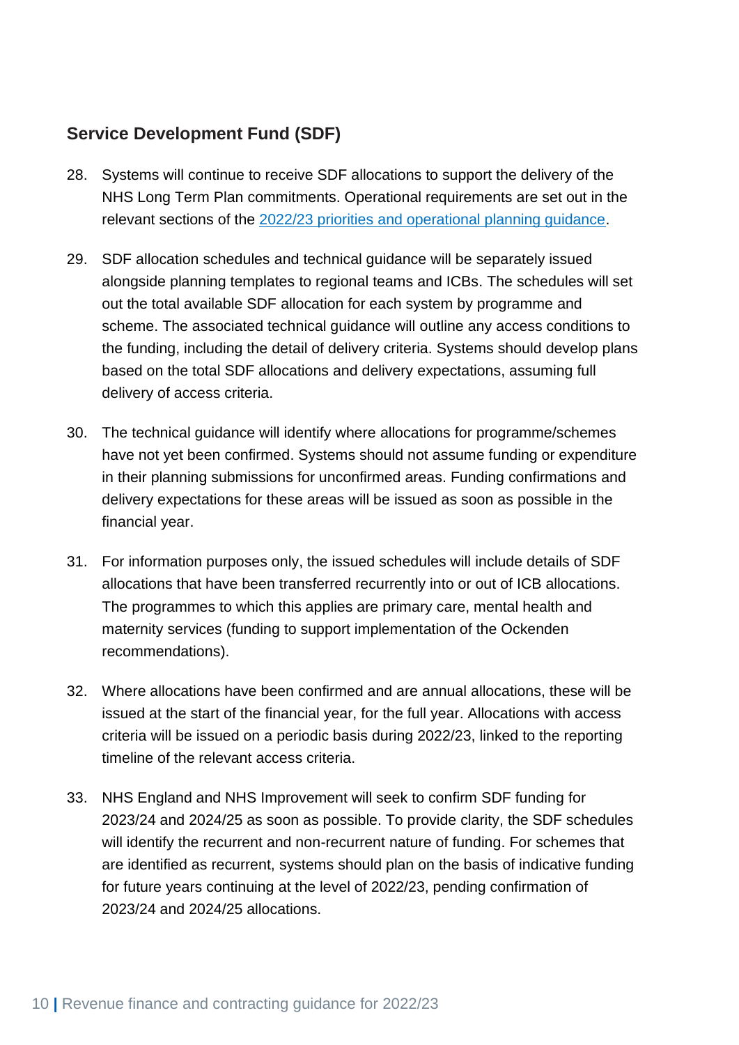## Service Development Fund (SDF)

28. Systems will continue to receive SDF allocations to support the delivery of the NHS Long Term Plan commitments. Operational requirements are set out in the relevant sections of the [2022/23 priorities and operational planning guidance](#).

29. SDF allocation schedules and technical guidance will be separately issued alongside planning templates to regional teams and ICBs. The schedules will set out the total available SDF allocation for each system by programme and scheme. The associated technical guidance will outline any access conditions to the funding, including the detail of delivery criteria. Systems should develop plans based on the total SDF allocations and delivery expectations, assuming full delivery of access criteria.

30. The technical guidance will identify where allocations for programme/schemes have not yet been confirmed. Systems should not assume funding or expenditure in their planning submissions for unconfirmed areas. Funding confirmations and delivery expectations for these areas will be issued as soon as possible in the financial year.

31. For information purposes only, the issued schedules will include details of SDF allocations that have been transferred recurrently into or out of ICB allocations. The programmes to which this applies are primary care, mental health and maternity services (funding to support implementation of the Ockenden recommendations).

32. Where allocations have been confirmed and are annual allocations, these will be issued at the start of the financial year, for the full year. Allocations with access criteria will be issued on a periodic basis during 2022/23, linked to the reporting timeline of the relevant access criteria.

33. NHS England and NHS Improvement will seek to confirm SDF funding for 2023/24 and 2024/25 as soon as possible. To provide clarity, the SDF schedules will identify the recurrent and non-recurrent nature of funding. For schemes that are identified as recurrent, systems should plan on the basis of indicative funding for future years continuing at the level of 2022/23, pending confirmation of 2023/24 and 2024/25 allocations.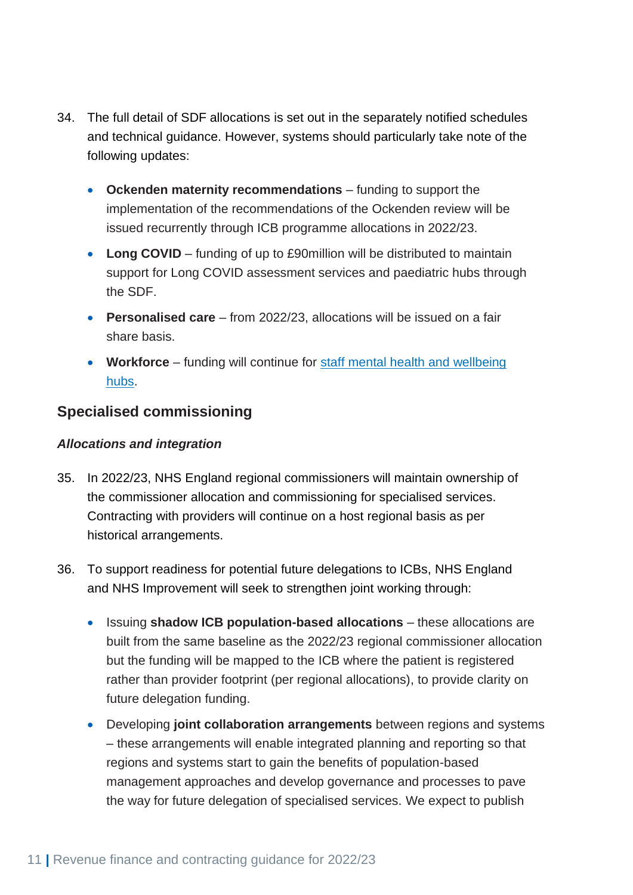34. The full detail of SDF allocations is set out in the separately notified schedules and technical guidance. However, systems should particularly take note of the following updates:

    - **Ockenden maternity recommendations** – funding to support the implementation of the recommendations of the Ockenden review will be issued recurrently through ICB programme allocations in 2022/23.
    - **Long COVID** – funding of up to £90million will be distributed to maintain support for Long COVID assessment services and paediatric hubs through the SDF.
    - **Personalised care** – from 2022/23, allocations will be issued on a fair share basis.
    - **Workforce** – funding will continue for staff mental health and wellbeing hubs.

## Specialised commissioning

### *Allocations and integration*

35. In 2022/23, NHS England regional commissioners will maintain ownership of the commissioner allocation and commissioning for specialised services. Contracting with providers will continue on a host regional basis as per historical arrangements.

36. To support readiness for potential future delegations to ICBs, NHS England and NHS Improvement will seek to strengthen joint working through:

    - Issuing **shadow ICB population-based allocations** – these allocations are built from the same baseline as the 2022/23 regional commissioner allocation but the funding will be mapped to the ICB where the patient is registered rather than provider footprint (per regional allocations), to provide clarity on future delegation funding.
    - Developing **joint collaboration arrangements** between regions and systems – these arrangements will enable integrated planning and reporting so that regions and systems start to gain the benefits of population-based management approaches and develop governance and processes to pave the way for future delegation of specialised services. We expect to publish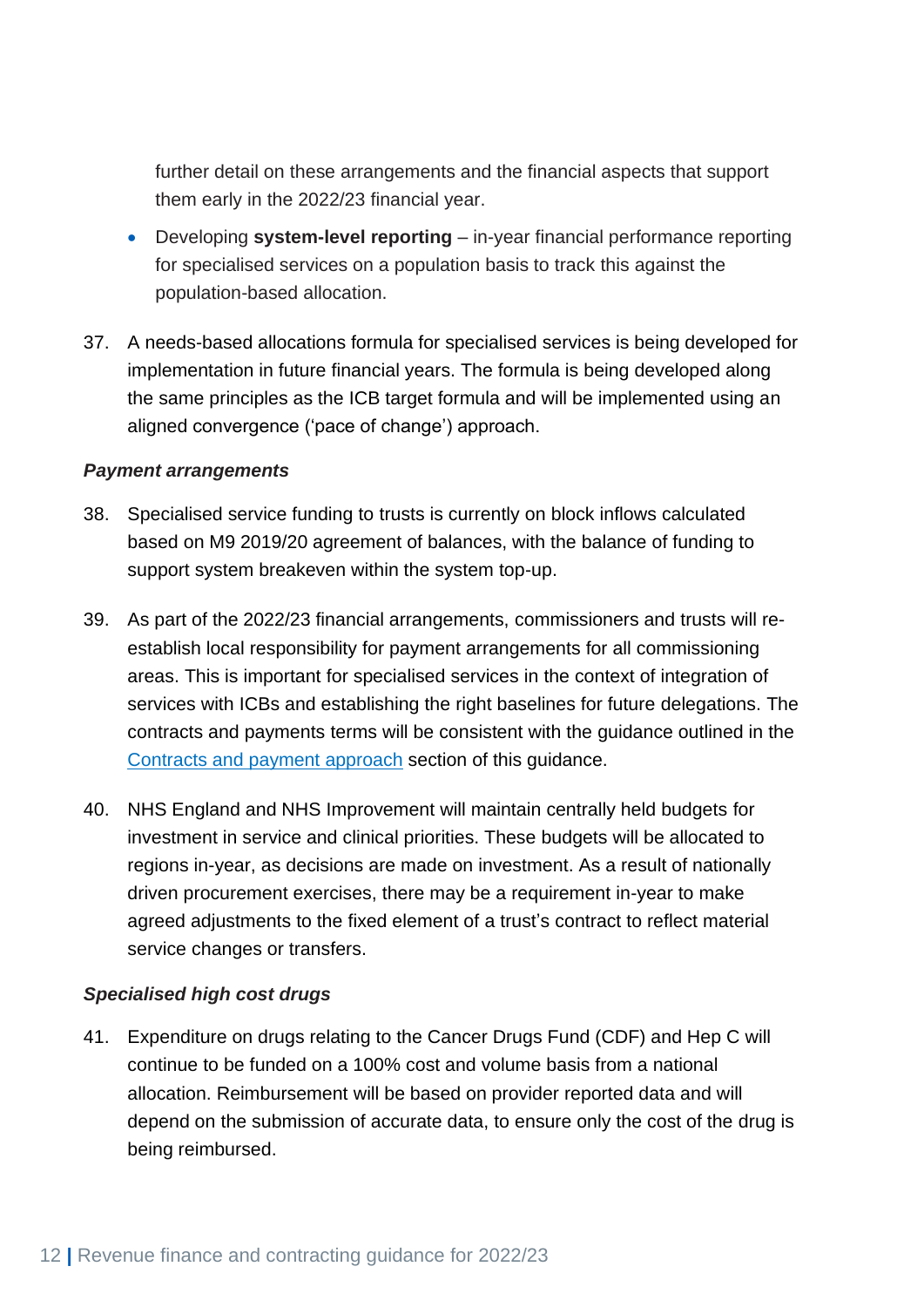further detail on these arrangements and the financial aspects that support them early in the 2022/23 financial year.

- Developing **system-level reporting** – in-year financial performance reporting for specialised services on a population basis to track this against the population-based allocation.

37. A needs-based allocations formula for specialised services is being developed for implementation in future financial years. The formula is being developed along the same principles as the ICB target formula and will be implemented using an aligned convergence ('pace of change') approach.

***Payment arrangements***

38. Specialised service funding to trusts is currently on block inflows calculated based on M9 2019/20 agreement of balances, with the balance of funding to support system breakeven within the system top-up.

39. As part of the 2022/23 financial arrangements, commissioners and trusts will re-establish local responsibility for payment arrangements for all commissioning areas. This is important for specialised services in the context of integration of services with ICBs and establishing the right baselines for future delegations. The contracts and payments terms will be consistent with the guidance outlined in the [Contracts and payment approach] section of this guidance.

40. NHS England and NHS Improvement will maintain centrally held budgets for investment in service and clinical priorities. These budgets will be allocated to regions in-year, as decisions are made on investment. As a result of nationally driven procurement exercises, there may be a requirement in-year to make agreed adjustments to the fixed element of a trust's contract to reflect material service changes or transfers.

***Specialised high cost drugs***

41. Expenditure on drugs relating to the Cancer Drugs Fund (CDF) and Hep C will continue to be funded on a 100% cost and volume basis from a national allocation. Reimbursement will be based on provider reported data and will depend on the submission of accurate data, to ensure only the cost of the drug is being reimbursed.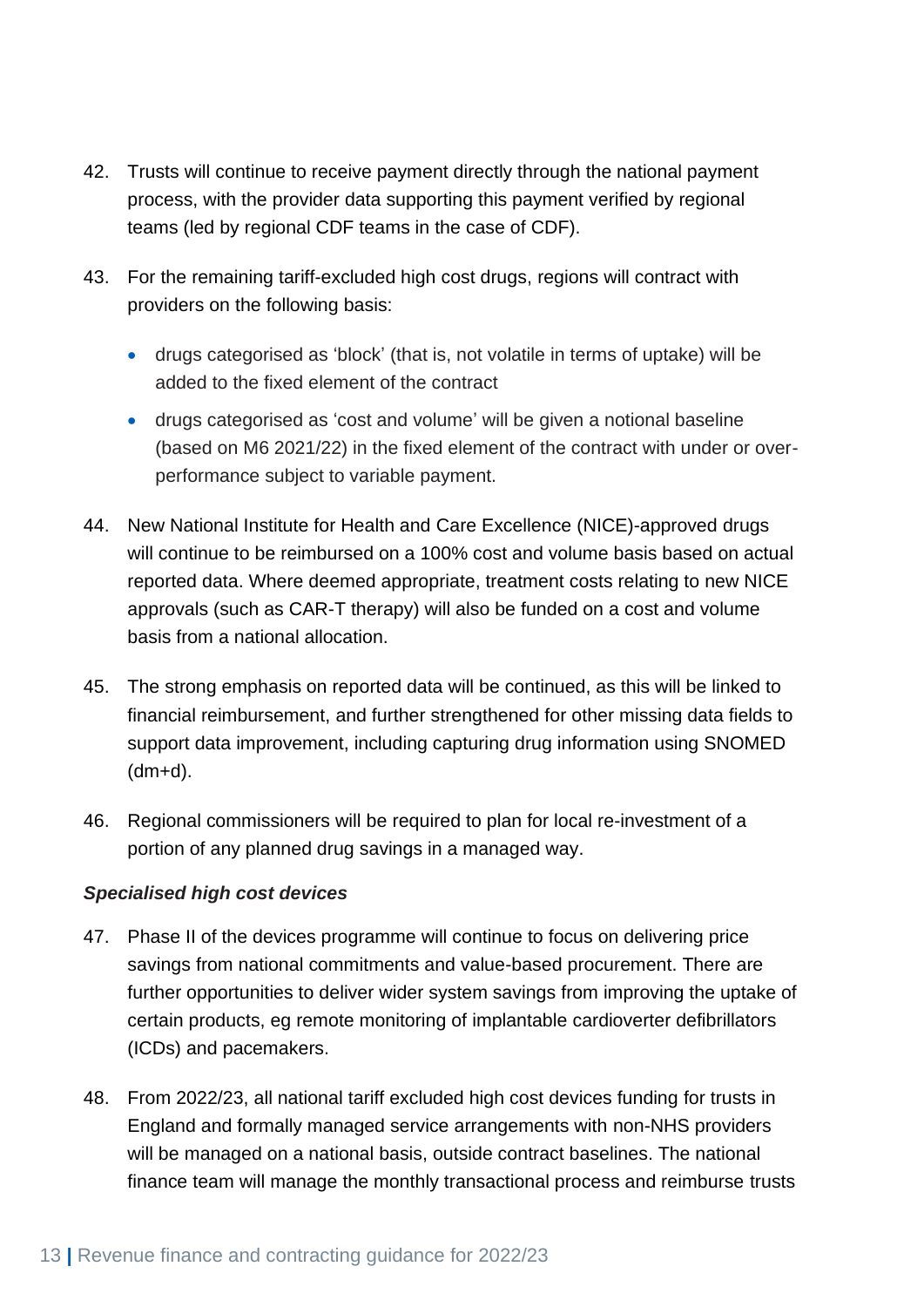42. Trusts will continue to receive payment directly through the national payment process, with the provider data supporting this payment verified by regional teams (led by regional CDF teams in the case of CDF).

43. For the remaining tariff-excluded high cost drugs, regions will contract with providers on the following basis:

    - drugs categorised as 'block' (that is, not volatile in terms of uptake) will be added to the fixed element of the contract
    - drugs categorised as 'cost and volume' will be given a notional baseline (based on M6 2021/22) in the fixed element of the contract with under or over-performance subject to variable payment.

44. New National Institute for Health and Care Excellence (NICE)-approved drugs will continue to be reimbursed on a 100% cost and volume basis based on actual reported data. Where deemed appropriate, treatment costs relating to new NICE approvals (such as CAR-T therapy) will also be funded on a cost and volume basis from a national allocation.

45. The strong emphasis on reported data will be continued, as this will be linked to financial reimbursement, and further strengthened for other missing data fields to support data improvement, including capturing drug information using SNOMED (dm+d).

46. Regional commissioners will be required to plan for local re-investment of a portion of any planned drug savings in a managed way.

***Specialised high cost devices***

47. Phase II of the devices programme will continue to focus on delivering price savings from national commitments and value-based procurement. There are further opportunities to deliver wider system savings from improving the uptake of certain products, eg remote monitoring of implantable cardioverter defibrillators (ICDs) and pacemakers.

48. From 2022/23, all national tariff excluded high cost devices funding for trusts in England and formally managed service arrangements with non-NHS providers will be managed on a national basis, outside contract baselines. The national finance team will manage the monthly transactional process and reimburse trusts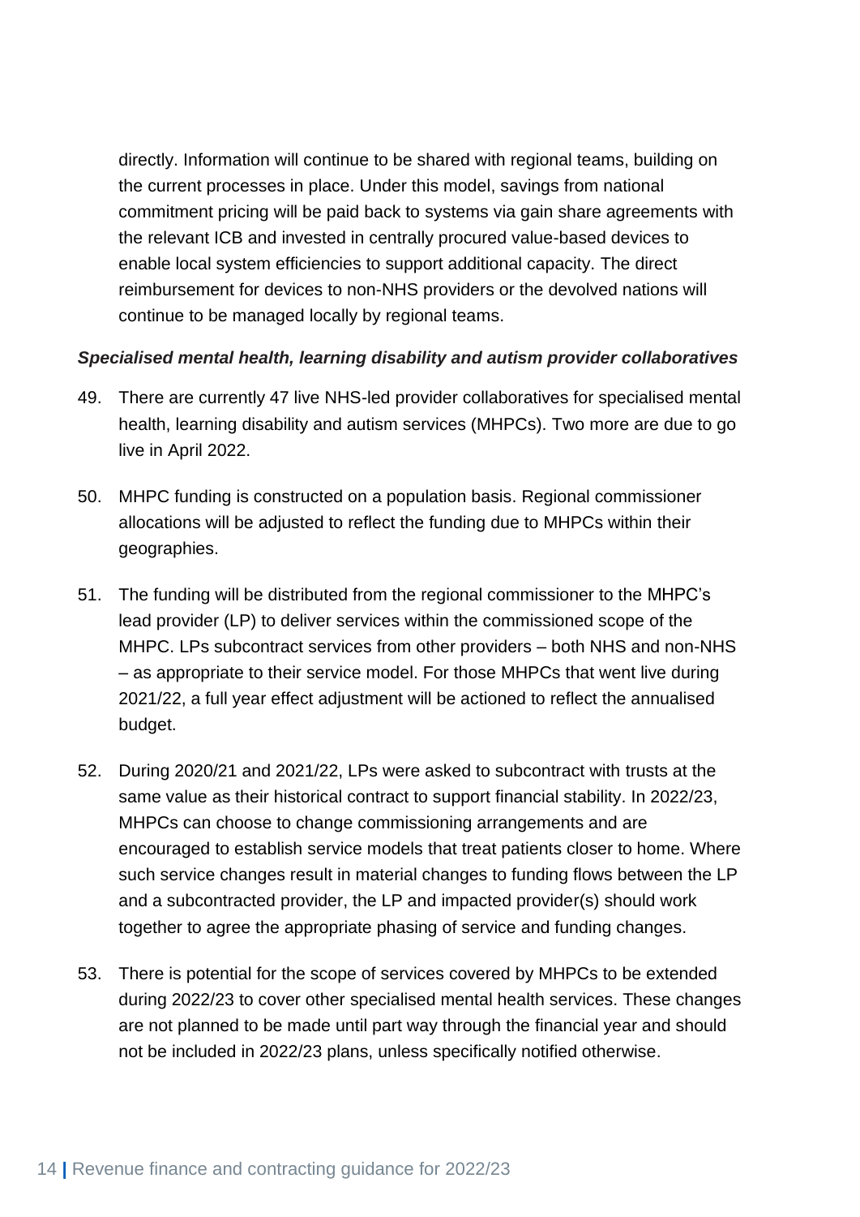directly. Information will continue to be shared with regional teams, building on the current processes in place. Under this model, savings from national commitment pricing will be paid back to systems via gain share agreements with the relevant ICB and invested in centrally procured value-based devices to enable local system efficiencies to support additional capacity. The direct reimbursement for devices to non-NHS providers or the devolved nations will continue to be managed locally by regional teams.

***Specialised mental health, learning disability and autism provider collaboratives***

49. There are currently 47 live NHS-led provider collaboratives for specialised mental health, learning disability and autism services (MHPCs). Two more are due to go live in April 2022.

50. MHPC funding is constructed on a population basis. Regional commissioner allocations will be adjusted to reflect the funding due to MHPCs within their geographies.

51. The funding will be distributed from the regional commissioner to the MHPC's lead provider (LP) to deliver services within the commissioned scope of the MHPC. LPs subcontract services from other providers – both NHS and non-NHS – as appropriate to their service model. For those MHPCs that went live during 2021/22, a full year effect adjustment will be actioned to reflect the annualised budget.

52. During 2020/21 and 2021/22, LPs were asked to subcontract with trusts at the same value as their historical contract to support financial stability. In 2022/23, MHPCs can choose to change commissioning arrangements and are encouraged to establish service models that treat patients closer to home. Where such service changes result in material changes to funding flows between the LP and a subcontracted provider, the LP and impacted provider(s) should work together to agree the appropriate phasing of service and funding changes.

53. There is potential for the scope of services covered by MHPCs to be extended during 2022/23 to cover other specialised mental health services. These changes are not planned to be made until part way through the financial year and should not be included in 2022/23 plans, unless specifically notified otherwise.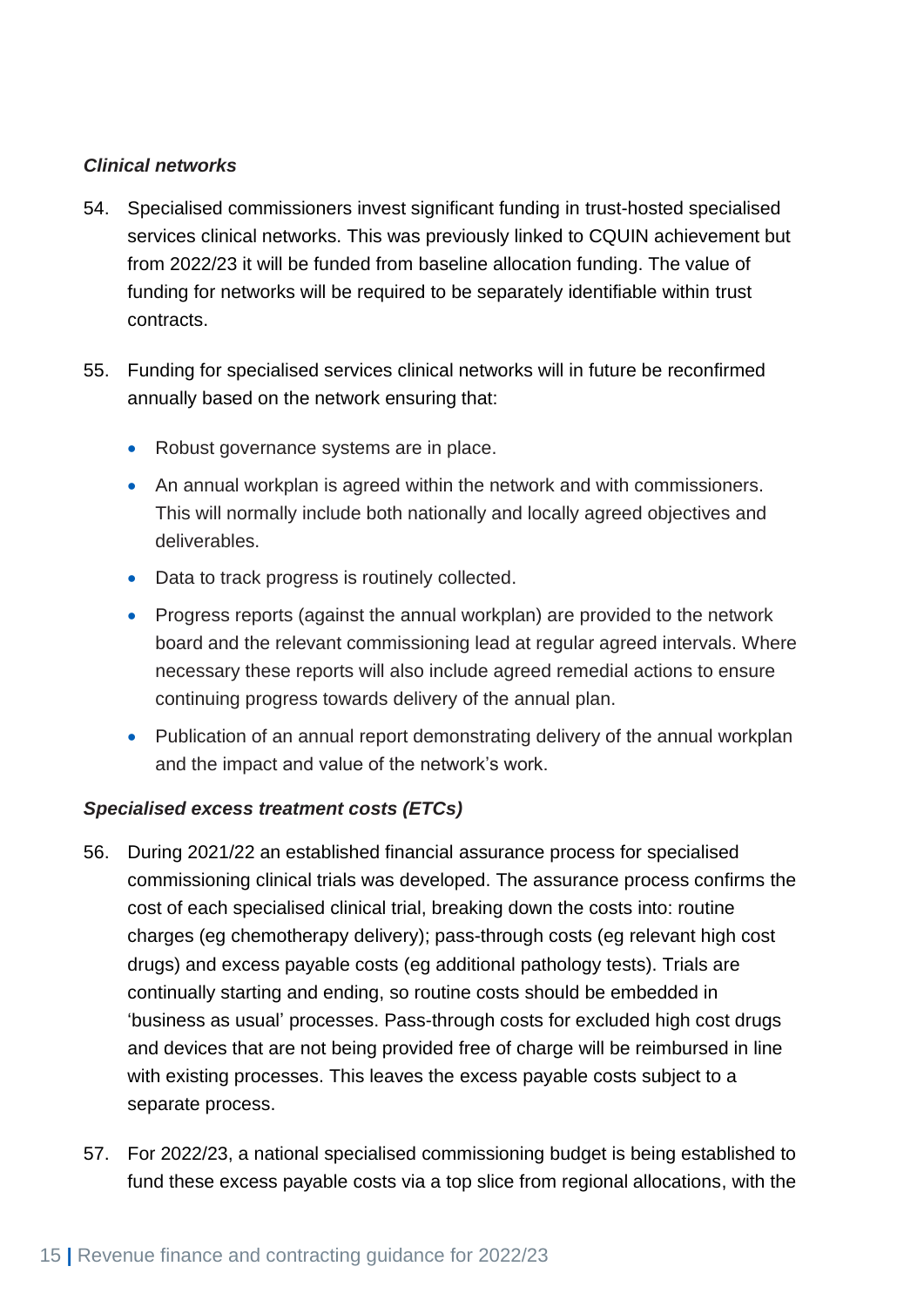***Clinical networks***

54. Specialised commissioners invest significant funding in trust-hosted specialised services clinical networks. This was previously linked to CQUIN achievement but from 2022/23 it will be funded from baseline allocation funding. The value of funding for networks will be required to be separately identifiable within trust contracts.

55. Funding for specialised services clinical networks will in future be reconfirmed annually based on the network ensuring that:

    - Robust governance systems are in place.
    - An annual workplan is agreed within the network and with commissioners. This will normally include both nationally and locally agreed objectives and deliverables.
    - Data to track progress is routinely collected.
    - Progress reports (against the annual workplan) are provided to the network board and the relevant commissioning lead at regular agreed intervals. Where necessary these reports will also include agreed remedial actions to ensure continuing progress towards delivery of the annual plan.
    - Publication of an annual report demonstrating delivery of the annual workplan and the impact and value of the network's work.

***Specialised excess treatment costs (ETCs)***

56. During 2021/22 an established financial assurance process for specialised commissioning clinical trials was developed. The assurance process confirms the cost of each specialised clinical trial, breaking down the costs into: routine charges (eg chemotherapy delivery); pass-through costs (eg relevant high cost drugs) and excess payable costs (eg additional pathology tests). Trials are continually starting and ending, so routine costs should be embedded in 'business as usual' processes. Pass-through costs for excluded high cost drugs and devices that are not being provided free of charge will be reimbursed in line with existing processes. This leaves the excess payable costs subject to a separate process.

57. For 2022/23, a national specialised commissioning budget is being established to fund these excess payable costs via a top slice from regional allocations, with the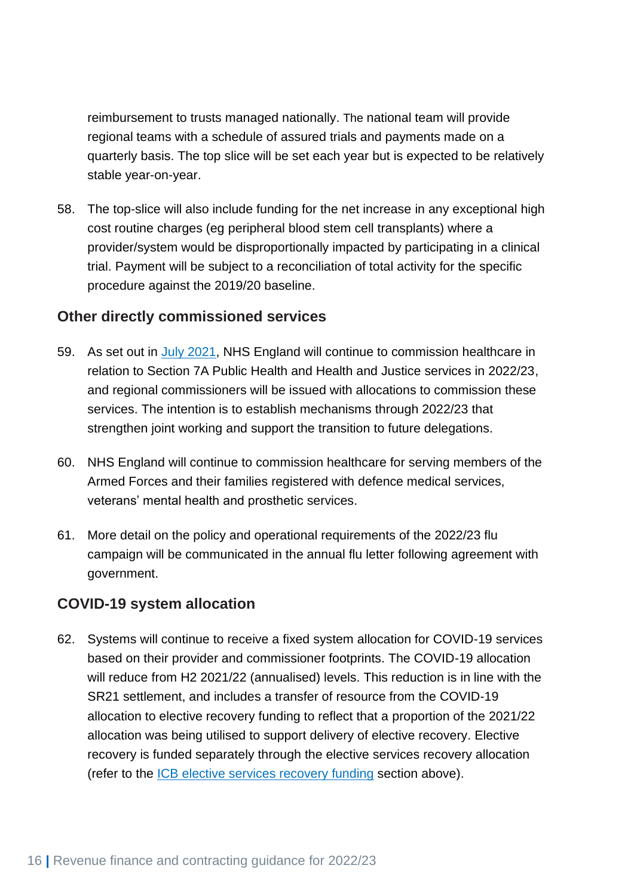reimbursement to trusts managed nationally. The national team will provide regional teams with a schedule of assured trials and payments made on a quarterly basis. The top slice will be set each year but is expected to be relatively stable year-on-year.

58. The top-slice will also include funding for the net increase in any exceptional high cost routine charges (eg peripheral blood stem cell transplants) where a provider/system would be disproportionally impacted by participating in a clinical trial. Payment will be subject to a reconciliation of total activity for the specific procedure against the 2019/20 baseline.

### Other directly commissioned services

59. As set out in [July 2021](), NHS England will continue to commission healthcare in relation to Section 7A Public Health and Health and Justice services in 2022/23, and regional commissioners will be issued with allocations to commission these services. The intention is to establish mechanisms through 2022/23 that strengthen joint working and support the transition to future delegations.

60. NHS England will continue to commission healthcare for serving members of the Armed Forces and their families registered with defence medical services, veterans' mental health and prosthetic services.

61. More detail on the policy and operational requirements of the 2022/23 flu campaign will be communicated in the annual flu letter following agreement with government.

### COVID-19 system allocation

62. Systems will continue to receive a fixed system allocation for COVID-19 services based on their provider and commissioner footprints. The COVID-19 allocation will reduce from H2 2021/22 (annualised) levels. This reduction is in line with the SR21 settlement, and includes a transfer of resource from the COVID-19 allocation to elective recovery funding to reflect that a proportion of the 2021/22 allocation was being utilised to support delivery of elective recovery. Elective recovery is funded separately through the elective services recovery allocation (refer to the [ICB elective services recovery funding]() section above).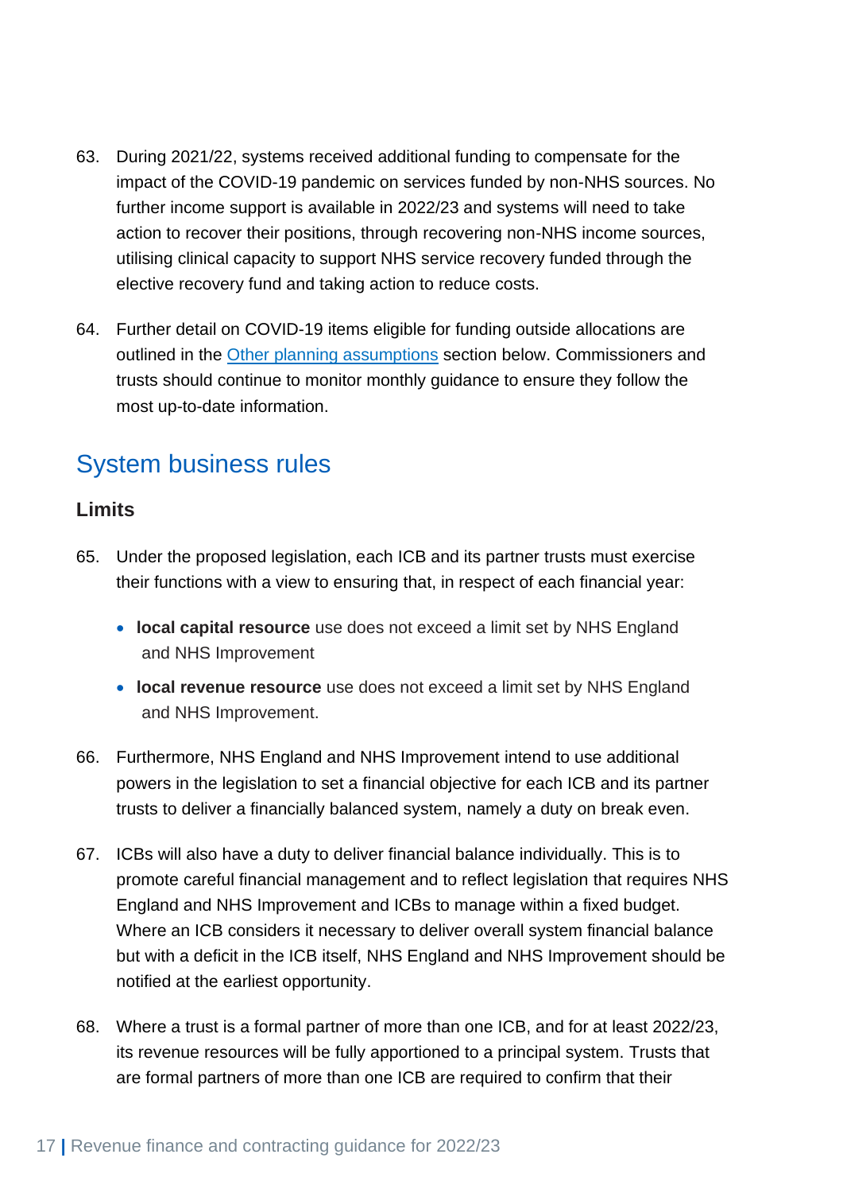63. During 2021/22, systems received additional funding to compensate for the impact of the COVID-19 pandemic on services funded by non-NHS sources. No further income support is available in 2022/23 and systems will need to take action to recover their positions, through recovering non-NHS income sources, utilising clinical capacity to support NHS service recovery funded through the elective recovery fund and taking action to reduce costs.

64. Further detail on COVID-19 items eligible for funding outside allocations are outlined in the Other planning assumptions section below. Commissioners and trusts should continue to monitor monthly guidance to ensure they follow the most up-to-date information.

## System business rules

### Limits

65. Under the proposed legislation, each ICB and its partner trusts must exercise their functions with a view to ensuring that, in respect of each financial year:

    - **local capital resource** use does not exceed a limit set by NHS England and NHS Improvement
    - **local revenue resource** use does not exceed a limit set by NHS England and NHS Improvement.

66. Furthermore, NHS England and NHS Improvement intend to use additional powers in the legislation to set a financial objective for each ICB and its partner trusts to deliver a financially balanced system, namely a duty on break even.

67. ICBs will also have a duty to deliver financial balance individually. This is to promote careful financial management and to reflect legislation that requires NHS England and NHS Improvement and ICBs to manage within a fixed budget. Where an ICB considers it necessary to deliver overall system financial balance but with a deficit in the ICB itself, NHS England and NHS Improvement should be notified at the earliest opportunity.

68. Where a trust is a formal partner of more than one ICB, and for at least 2022/23, its revenue resources will be fully apportioned to a principal system. Trusts that are formal partners of more than one ICB are required to confirm that their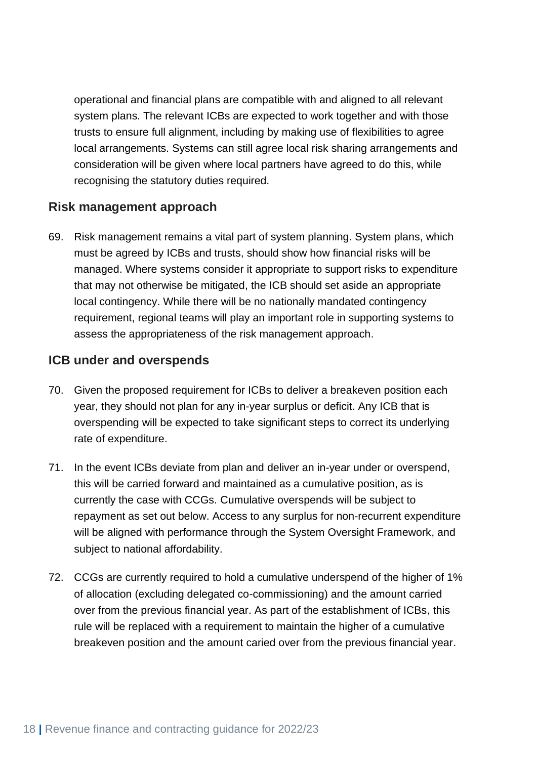operational and financial plans are compatible with and aligned to all relevant system plans. The relevant ICBs are expected to work together and with those trusts to ensure full alignment, including by making use of flexibilities to agree local arrangements. Systems can still agree local risk sharing arrangements and consideration will be given where local partners have agreed to do this, while recognising the statutory duties required.

### Risk management approach

69. Risk management remains a vital part of system planning. System plans, which must be agreed by ICBs and trusts, should show how financial risks will be managed. Where systems consider it appropriate to support risks to expenditure that may not otherwise be mitigated, the ICB should set aside an appropriate local contingency. While there will be no nationally mandated contingency requirement, regional teams will play an important role in supporting systems to assess the appropriateness of the risk management approach.

### ICB under and overspends

70. Given the proposed requirement for ICBs to deliver a breakeven position each year, they should not plan for any in-year surplus or deficit. Any ICB that is overspending will be expected to take significant steps to correct its underlying rate of expenditure.

71. In the event ICBs deviate from plan and deliver an in-year under or overspend, this will be carried forward and maintained as a cumulative position, as is currently the case with CCGs. Cumulative overspends will be subject to repayment as set out below. Access to any surplus for non-recurrent expenditure will be aligned with performance through the System Oversight Framework, and subject to national affordability.

72. CCGs are currently required to hold a cumulative underspend of the higher of 1% of allocation (excluding delegated co-commissioning) and the amount carried over from the previous financial year. As part of the establishment of ICBs, this rule will be replaced with a requirement to maintain the higher of a cumulative breakeven position and the amount caried over from the previous financial year.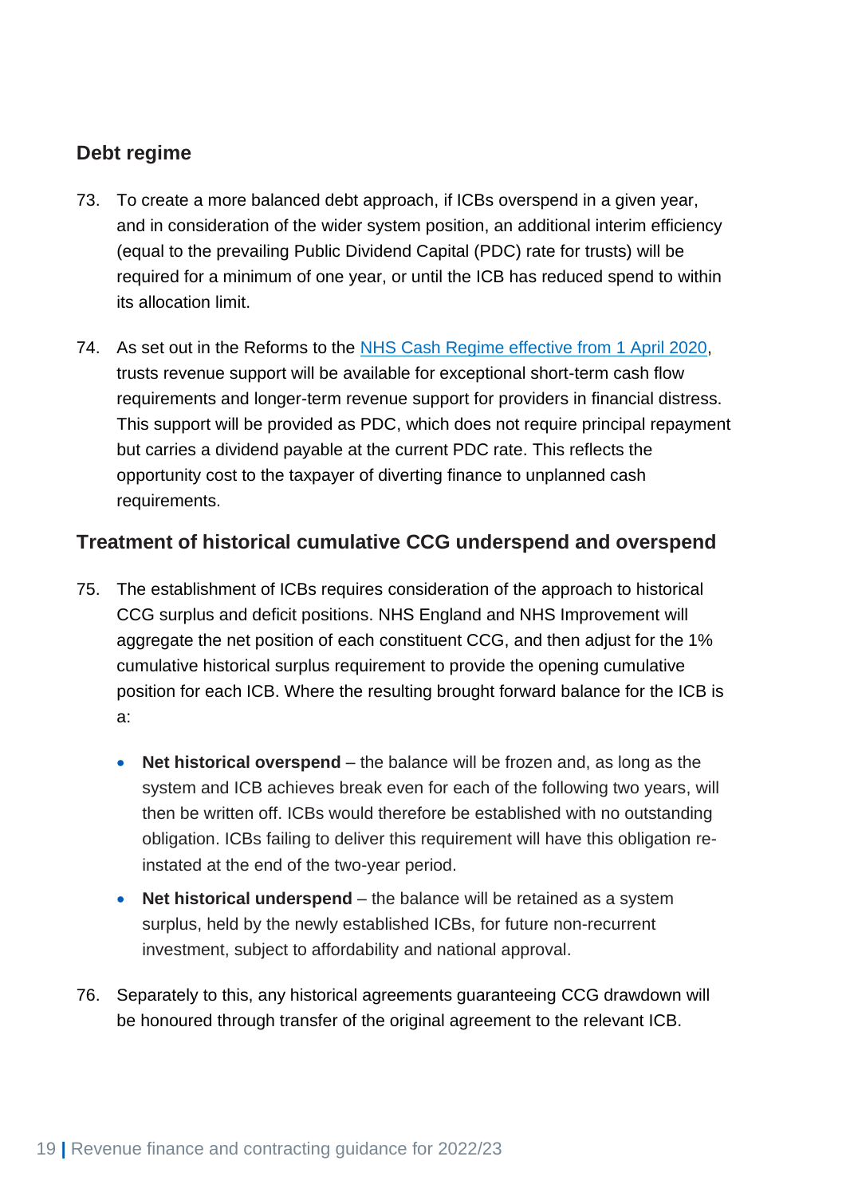### Debt regime

73. To create a more balanced debt approach, if ICBs overspend in a given year, and in consideration of the wider system position, an additional interim efficiency (equal to the prevailing Public Dividend Capital (PDC) rate for trusts) will be required for a minimum of one year, or until the ICB has reduced spend to within its allocation limit.

74. As set out in the Reforms to the [NHS Cash Regime effective from 1 April 2020](), trusts revenue support will be available for exceptional short-term cash flow requirements and longer-term revenue support for providers in financial distress. This support will be provided as PDC, which does not require principal repayment but carries a dividend payable at the current PDC rate. This reflects the opportunity cost to the taxpayer of diverting finance to unplanned cash requirements.

### Treatment of historical cumulative CCG underspend and overspend

75. The establishment of ICBs requires consideration of the approach to historical CCG surplus and deficit positions. NHS England and NHS Improvement will aggregate the net position of each constituent CCG, and then adjust for the 1% cumulative historical surplus requirement to provide the opening cumulative position for each ICB. Where the resulting brought forward balance for the ICB is a:

    - **Net historical overspend** – the balance will be frozen and, as long as the system and ICB achieves break even for each of the following two years, will then be written off. ICBs would therefore be established with no outstanding obligation. ICBs failing to deliver this requirement will have this obligation re-instated at the end of the two-year period.
    - **Net historical underspend** – the balance will be retained as a system surplus, held by the newly established ICBs, for future non-recurrent investment, subject to affordability and national approval.

76. Separately to this, any historical agreements guaranteeing CCG drawdown will be honoured through transfer of the original agreement to the relevant ICB.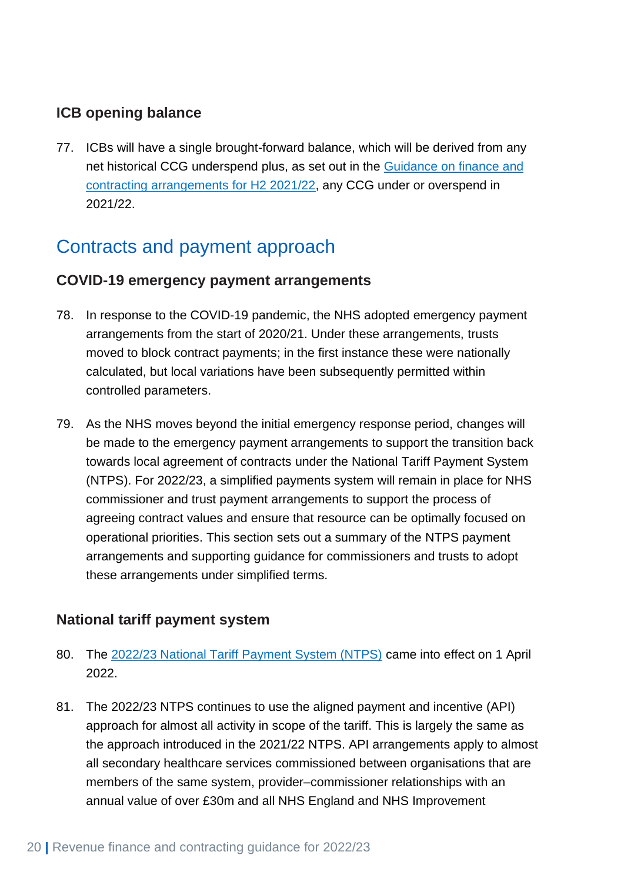### ICB opening balance

77. ICBs will have a single brought-forward balance, which will be derived from any net historical CCG underspend plus, as set out in the Guidance on finance and contracting arrangements for H2 2021/22, any CCG under or overspend in 2021/22.

## Contracts and payment approach

### COVID-19 emergency payment arrangements

78. In response to the COVID-19 pandemic, the NHS adopted emergency payment arrangements from the start of 2020/21. Under these arrangements, trusts moved to block contract payments; in the first instance these were nationally calculated, but local variations have been subsequently permitted within controlled parameters.

79. As the NHS moves beyond the initial emergency response period, changes will be made to the emergency payment arrangements to support the transition back towards local agreement of contracts under the National Tariff Payment System (NTPS). For 2022/23, a simplified payments system will remain in place for NHS commissioner and trust payment arrangements to support the process of agreeing contract values and ensure that resource can be optimally focused on operational priorities. This section sets out a summary of the NTPS payment arrangements and supporting guidance for commissioners and trusts to adopt these arrangements under simplified terms.

### National tariff payment system

80. The 2022/23 National Tariff Payment System (NTPS) came into effect on 1 April 2022.

81. The 2022/23 NTPS continues to use the aligned payment and incentive (API) approach for almost all activity in scope of the tariff. This is largely the same as the approach introduced in the 2021/22 NTPS. API arrangements apply to almost all secondary healthcare services commissioned between organisations that are members of the same system, provider–commissioner relationships with an annual value of over £30m and all NHS England and NHS Improvement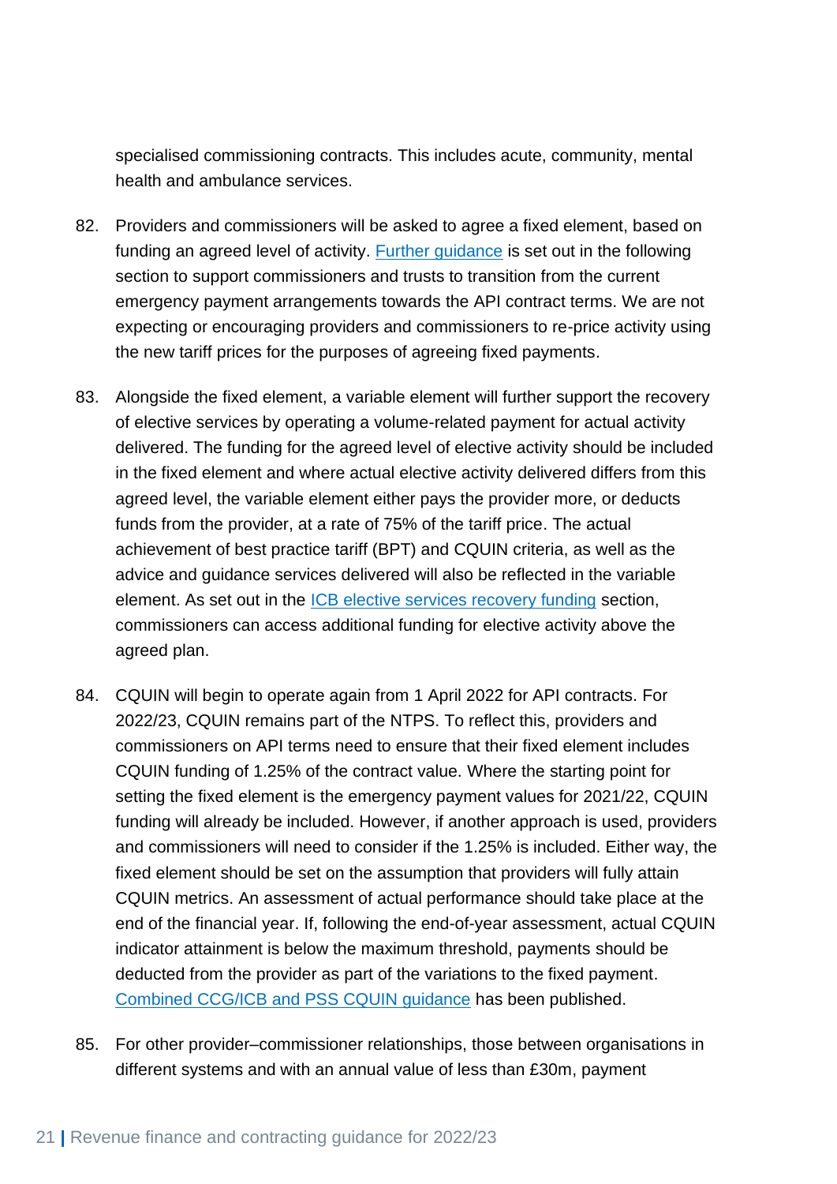specialised commissioning contracts. This includes acute, community, mental health and ambulance services.

82. Providers and commissioners will be asked to agree a fixed element, based on funding an agreed level of activity. Further guidance is set out in the following section to support commissioners and trusts to transition from the current emergency payment arrangements towards the API contract terms. We are not expecting or encouraging providers and commissioners to re-price activity using the new tariff prices for the purposes of agreeing fixed payments.

83. Alongside the fixed element, a variable element will further support the recovery of elective services by operating a volume-related payment for actual activity delivered. The funding for the agreed level of elective activity should be included in the fixed element and where actual elective activity delivered differs from this agreed level, the variable element either pays the provider more, or deducts funds from the provider, at a rate of 75% of the tariff price. The actual achievement of best practice tariff (BPT) and CQUIN criteria, as well as the advice and guidance services delivered will also be reflected in the variable element. As set out in the ICB elective services recovery funding section, commissioners can access additional funding for elective activity above the agreed plan.

84. CQUIN will begin to operate again from 1 April 2022 for API contracts. For 2022/23, CQUIN remains part of the NTPS. To reflect this, providers and commissioners on API terms need to ensure that their fixed element includes CQUIN funding of 1.25% of the contract value. Where the starting point for setting the fixed element is the emergency payment values for 2021/22, CQUIN funding will already be included. However, if another approach is used, providers and commissioners will need to consider if the 1.25% is included. Either way, the fixed element should be set on the assumption that providers will fully attain CQUIN metrics. An assessment of actual performance should take place at the end of the financial year. If, following the end-of-year assessment, actual CQUIN indicator attainment is below the maximum threshold, payments should be deducted from the provider as part of the variations to the fixed payment. Combined CCG/ICB and PSS CQUIN guidance has been published.

85. For other provider–commissioner relationships, those between organisations in different systems and with an annual value of less than £30m, payment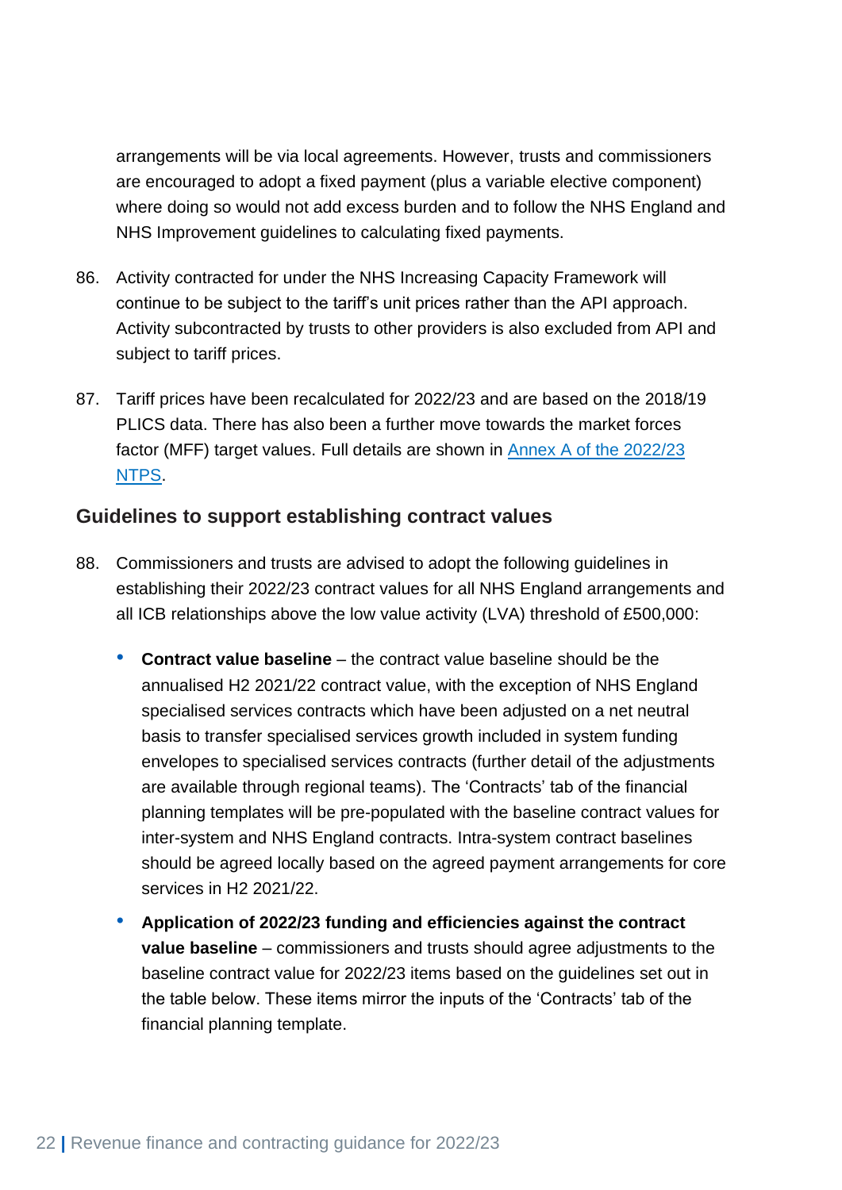arrangements will be via local agreements. However, trusts and commissioners are encouraged to adopt a fixed payment (plus a variable elective component) where doing so would not add excess burden and to follow the NHS England and NHS Improvement guidelines to calculating fixed payments.

86. Activity contracted for under the NHS Increasing Capacity Framework will continue to be subject to the tariff's unit prices rather than the API approach. Activity subcontracted by trusts to other providers is also excluded from API and subject to tariff prices.

87. Tariff prices have been recalculated for 2022/23 and are based on the 2018/19 PLICS data. There has also been a further move towards the market forces factor (MFF) target values. Full details are shown in [Annex A of the 2022/23 NTPS](#).

## Guidelines to support establishing contract values

88. Commissioners and trusts are advised to adopt the following guidelines in establishing their 2022/23 contract values for all NHS England arrangements and all ICB relationships above the low value activity (LVA) threshold of £500,000:

    - **Contract value baseline** – the contract value baseline should be the annualised H2 2021/22 contract value, with the exception of NHS England specialised services contracts which have been adjusted on a net neutral basis to transfer specialised services growth included in system funding envelopes to specialised services contracts (further detail of the adjustments are available through regional teams). The 'Contracts' tab of the financial planning templates will be pre-populated with the baseline contract values for inter-system and NHS England contracts. Intra-system contract baselines should be agreed locally based on the agreed payment arrangements for core services in H2 2021/22.
    - **Application of 2022/23 funding and efficiencies against the contract value baseline** – commissioners and trusts should agree adjustments to the baseline contract value for 2022/23 items based on the guidelines set out in the table below. These items mirror the inputs of the 'Contracts' tab of the financial planning template.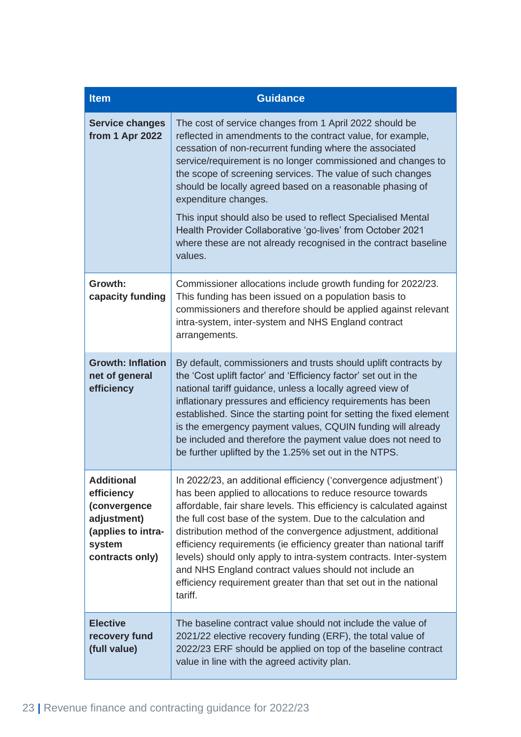| Item | Guidance |
| --- | --- |
| **Service changes from 1 Apr 2022** | The cost of service changes from 1 April 2022 should be reflected in amendments to the contract value, for example, cessation of non-recurrent funding where the associated service/requirement is no longer commissioned and changes to the scope of screening services. The value of such changes should be locally agreed based on a reasonable phasing of expenditure changes.<br><br>This input should also be used to reflect Specialised Mental Health Provider Collaborative 'go-lives' from October 2021 where these are not already recognised in the contract baseline values. |
| **Growth: capacity funding** | Commissioner allocations include growth funding for 2022/23. This funding has been issued on a population basis to commissioners and therefore should be applied against relevant intra-system, inter-system and NHS England contract arrangements. |
| **Growth: Inflation net of general efficiency** | By default, commissioners and trusts should uplift contracts by the 'Cost uplift factor' and 'Efficiency factor' set out in the national tariff guidance, unless a locally agreed view of inflationary pressures and efficiency requirements has been established. Since the starting point for setting the fixed element is the emergency payment values, CQUIN funding will already be included and therefore the payment value does not need to be further uplifted by the 1.25% set out in the NTPS. |
| **Additional efficiency (convergence adjustment) (applies to intra-system contracts only)** | In 2022/23, an additional efficiency ('convergence adjustment') has been applied to allocations to reduce resource towards affordable, fair share levels. This efficiency is calculated against the full cost base of the system. Due to the calculation and distribution method of the convergence adjustment, additional efficiency requirements (ie efficiency greater than national tariff levels) should only apply to intra-system contracts. Inter-system and NHS England contract values should not include an efficiency requirement greater than that set out in the national tariff. |
| **Elective recovery fund (full value)** | The baseline contract value should not include the value of 2021/22 elective recovery funding (ERF), the total value of 2022/23 ERF should be applied on top of the baseline contract value in line with the agreed activity plan. |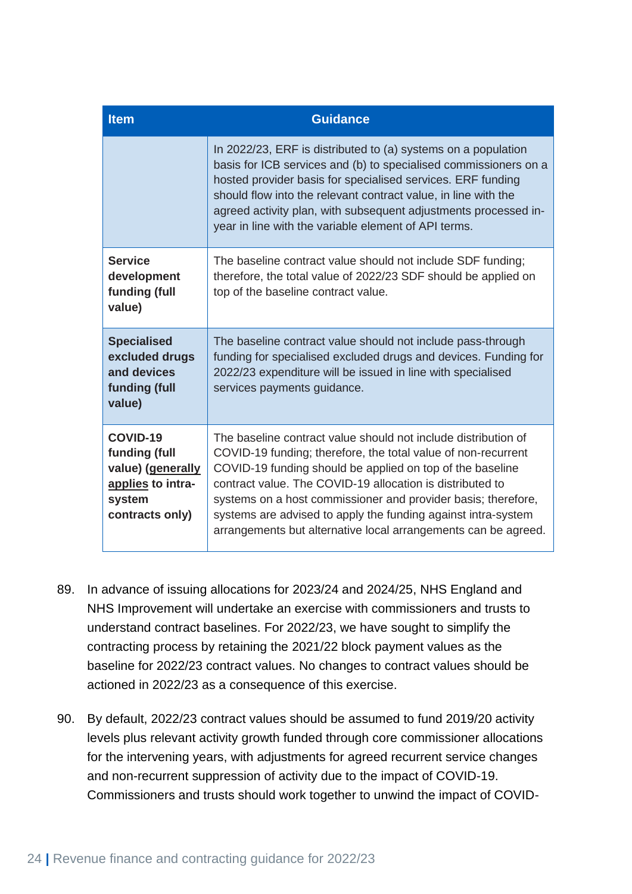| Item | Guidance |
|---|---|
| | In 2022/23, ERF is distributed to (a) systems on a population basis for ICB services and (b) to specialised commissioners on a hosted provider basis for specialised services. ERF funding should flow into the relevant contract value, in line with the agreed activity plan, with subsequent adjustments processed in-year in line with the variable element of API terms. |
| **Service development funding (full value)** | The baseline contract value should not include SDF funding; therefore, the total value of 2022/23 SDF should be applied on top of the baseline contract value. |
| **Specialised excluded drugs and devices funding (full value)** | The baseline contract value should not include pass-through funding for specialised excluded drugs and devices. Funding for 2022/23 expenditure will be issued in line with specialised services payments guidance. |
| **COVID-19 funding (full value) (generally applies to intra-system contracts only)** | The baseline contract value should not include distribution of COVID-19 funding; therefore, the total value of non-recurrent COVID-19 funding should be applied on top of the baseline contract value. The COVID-19 allocation is distributed to systems on a host commissioner and provider basis; therefore, systems are advised to apply the funding against intra-system arrangements but alternative local arrangements can be agreed. |

89. In advance of issuing allocations for 2023/24 and 2024/25, NHS England and NHS Improvement will undertake an exercise with commissioners and trusts to understand contract baselines. For 2022/23, we have sought to simplify the contracting process by retaining the 2021/22 block payment values as the baseline for 2022/23 contract values. No changes to contract values should be actioned in 2022/23 as a consequence of this exercise.

90. By default, 2022/23 contract values should be assumed to fund 2019/20 activity levels plus relevant activity growth funded through core commissioner allocations for the intervening years, with adjustments for agreed recurrent service changes and non-recurrent suppression of activity due to the impact of COVID-19. Commissioners and trusts should work together to unwind the impact of COVID-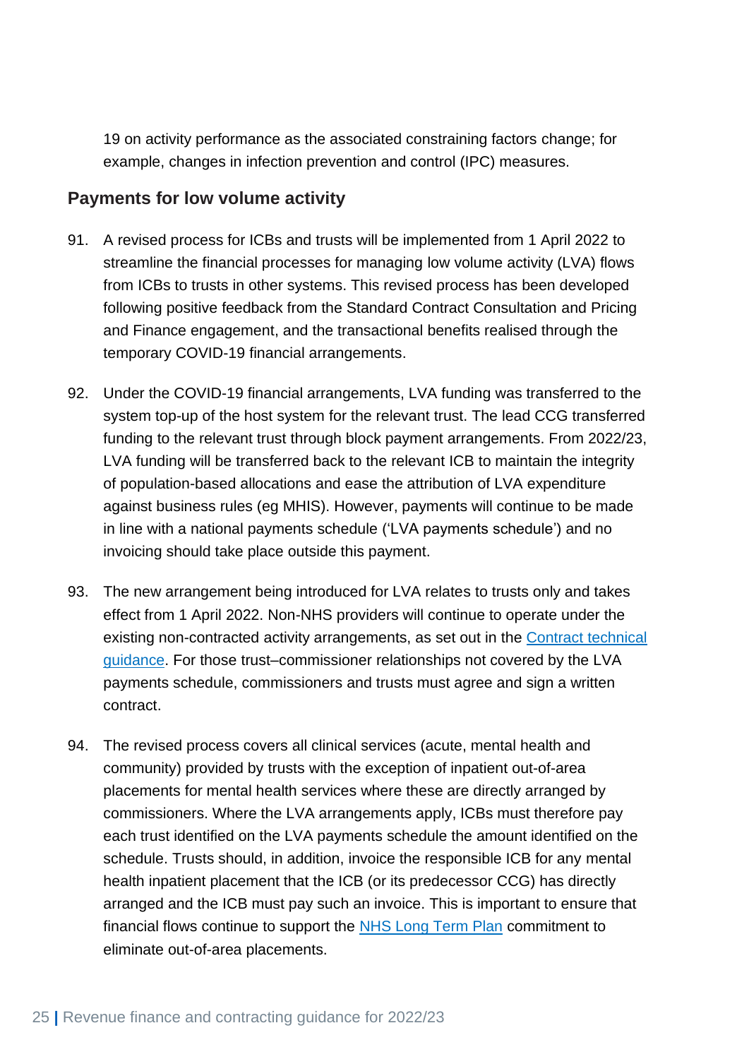19 on activity performance as the associated constraining factors change; for example, changes in infection prevention and control (IPC) measures.

## Payments for low volume activity

91. A revised process for ICBs and trusts will be implemented from 1 April 2022 to streamline the financial processes for managing low volume activity (LVA) flows from ICBs to trusts in other systems. This revised process has been developed following positive feedback from the Standard Contract Consultation and Pricing and Finance engagement, and the transactional benefits realised through the temporary COVID-19 financial arrangements.

92. Under the COVID-19 financial arrangements, LVA funding was transferred to the system top-up of the host system for the relevant trust. The lead CCG transferred funding to the relevant trust through block payment arrangements. From 2022/23, LVA funding will be transferred back to the relevant ICB to maintain the integrity of population-based allocations and ease the attribution of LVA expenditure against business rules (eg MHIS). However, payments will continue to be made in line with a national payments schedule ('LVA payments schedule') and no invoicing should take place outside this payment.

93. The new arrangement being introduced for LVA relates to trusts only and takes effect from 1 April 2022. Non-NHS providers will continue to operate under the existing non-contracted activity arrangements, as set out in the Contract technical guidance. For those trust–commissioner relationships not covered by the LVA payments schedule, commissioners and trusts must agree and sign a written contract.

94. The revised process covers all clinical services (acute, mental health and community) provided by trusts with the exception of inpatient out-of-area placements for mental health services where these are directly arranged by commissioners. Where the LVA arrangements apply, ICBs must therefore pay each trust identified on the LVA payments schedule the amount identified on the schedule. Trusts should, in addition, invoice the responsible ICB for any mental health inpatient placement that the ICB (or its predecessor CCG) has directly arranged and the ICB must pay such an invoice. This is important to ensure that financial flows continue to support the NHS Long Term Plan commitment to eliminate out-of-area placements.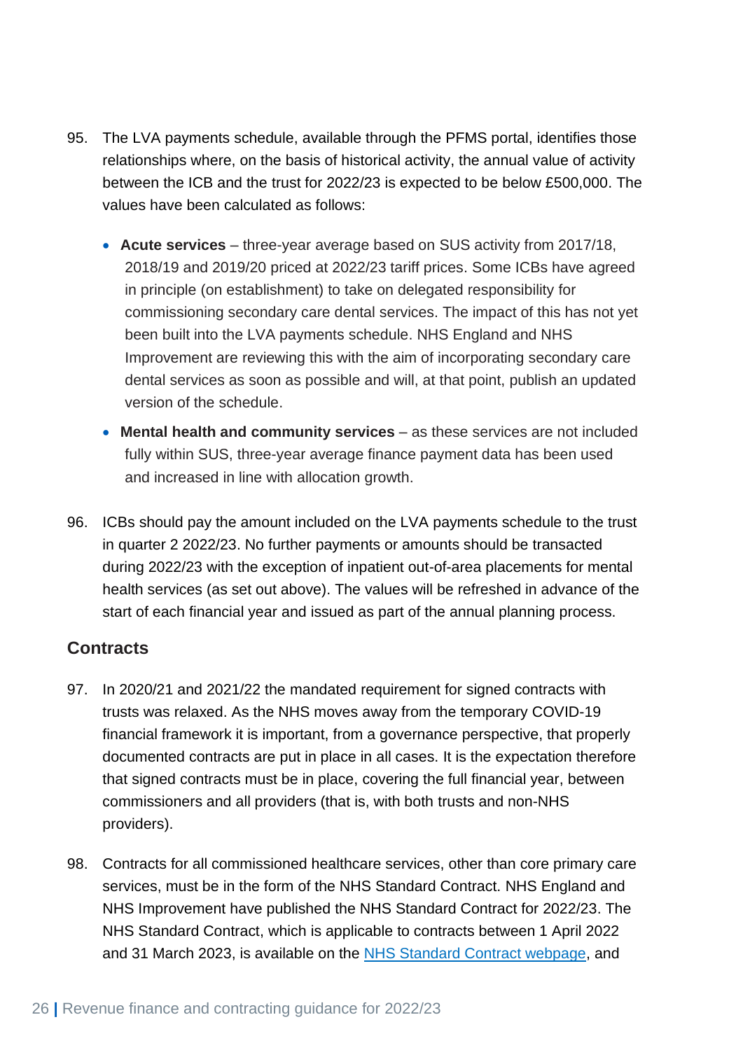95. The LVA payments schedule, available through the PFMS portal, identifies those relationships where, on the basis of historical activity, the annual value of activity between the ICB and the trust for 2022/23 is expected to be below £500,000. The values have been calculated as follows:

    - **Acute services** – three-year average based on SUS activity from 2017/18, 2018/19 and 2019/20 priced at 2022/23 tariff prices. Some ICBs have agreed in principle (on establishment) to take on delegated responsibility for commissioning secondary care dental services. The impact of this has not yet been built into the LVA payments schedule. NHS England and NHS Improvement are reviewing this with the aim of incorporating secondary care dental services as soon as possible and will, at that point, publish an updated version of the schedule.
    - **Mental health and community services** – as these services are not included fully within SUS, three-year average finance payment data has been used and increased in line with allocation growth.

96. ICBs should pay the amount included on the LVA payments schedule to the trust in quarter 2 2022/23. No further payments or amounts should be transacted during 2022/23 with the exception of inpatient out-of-area placements for mental health services (as set out above). The values will be refreshed in advance of the start of each financial year and issued as part of the annual planning process.

## Contracts

97. In 2020/21 and 2021/22 the mandated requirement for signed contracts with trusts was relaxed. As the NHS moves away from the temporary COVID-19 financial framework it is important, from a governance perspective, that properly documented contracts are put in place in all cases. It is the expectation therefore that signed contracts must be in place, covering the full financial year, between commissioners and all providers (that is, with both trusts and non-NHS providers).

98. Contracts for all commissioned healthcare services, other than core primary care services, must be in the form of the NHS Standard Contract. NHS England and NHS Improvement have published the NHS Standard Contract for 2022/23. The NHS Standard Contract, which is applicable to contracts between 1 April 2022 and 31 March 2023, is available on the [NHS Standard Contract webpage](), and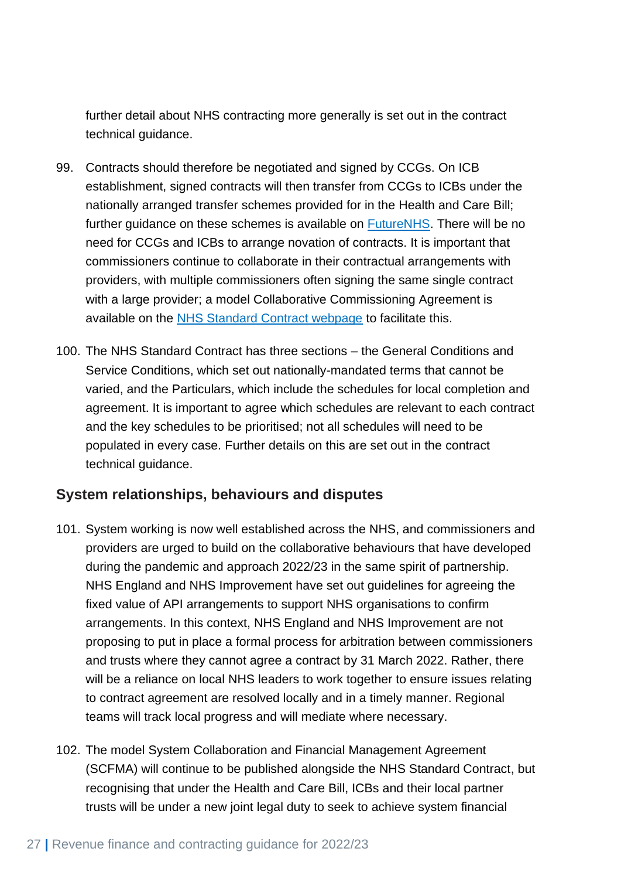further detail about NHS contracting more generally is set out in the contract technical guidance.

99. Contracts should therefore be negotiated and signed by CCGs. On ICB establishment, signed contracts will then transfer from CCGs to ICBs under the nationally arranged transfer schemes provided for in the Health and Care Bill; further guidance on these schemes is available on [FutureNHS](). There will be no need for CCGs and ICBs to arrange novation of contracts. It is important that commissioners continue to collaborate in their contractual arrangements with providers, with multiple commissioners often signing the same single contract with a large provider; a model Collaborative Commissioning Agreement is available on the [NHS Standard Contract webpage]() to facilitate this.

100. The NHS Standard Contract has three sections – the General Conditions and Service Conditions, which set out nationally-mandated terms that cannot be varied, and the Particulars, which include the schedules for local completion and agreement. It is important to agree which schedules are relevant to each contract and the key schedules to be prioritised; not all schedules will need to be populated in every case. Further details on this are set out in the contract technical guidance.

### System relationships, behaviours and disputes

101. System working is now well established across the NHS, and commissioners and providers are urged to build on the collaborative behaviours that have developed during the pandemic and approach 2022/23 in the same spirit of partnership. NHS England and NHS Improvement have set out guidelines for agreeing the fixed value of API arrangements to support NHS organisations to confirm arrangements. In this context, NHS England and NHS Improvement are not proposing to put in place a formal process for arbitration between commissioners and trusts where they cannot agree a contract by 31 March 2022. Rather, there will be a reliance on local NHS leaders to work together to ensure issues relating to contract agreement are resolved locally and in a timely manner. Regional teams will track local progress and will mediate where necessary.

102. The model System Collaboration and Financial Management Agreement (SCFMA) will continue to be published alongside the NHS Standard Contract, but recognising that under the Health and Care Bill, ICBs and their local partner trusts will be under a new joint legal duty to seek to achieve system financial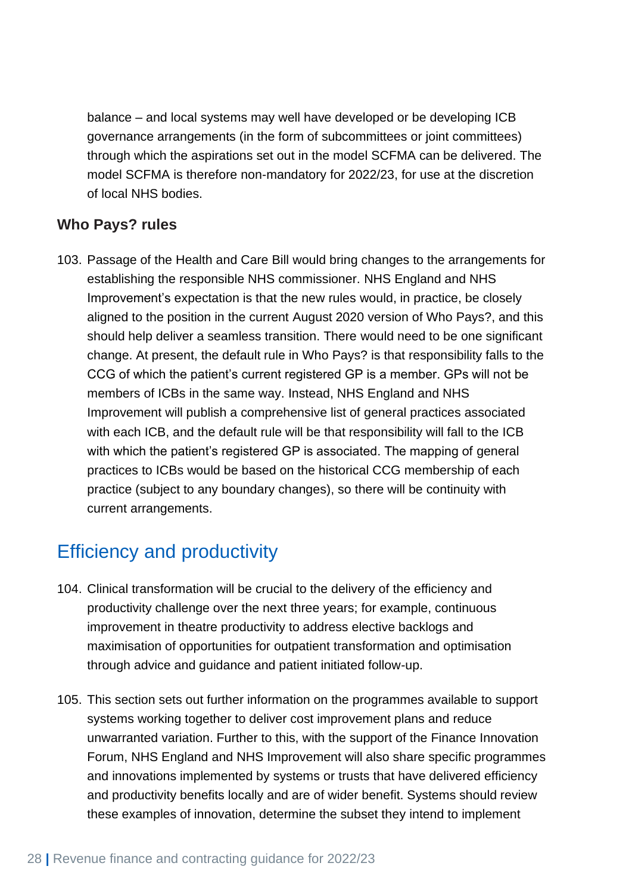balance – and local systems may well have developed or be developing ICB governance arrangements (in the form of subcommittees or joint committees) through which the aspirations set out in the model SCFMA can be delivered. The model SCFMA is therefore non-mandatory for 2022/23, for use at the discretion of local NHS bodies.

### Who Pays? rules

103. Passage of the Health and Care Bill would bring changes to the arrangements for establishing the responsible NHS commissioner. NHS England and NHS Improvement's expectation is that the new rules would, in practice, be closely aligned to the position in the current August 2020 version of Who Pays?, and this should help deliver a seamless transition. There would need to be one significant change. At present, the default rule in Who Pays? is that responsibility falls to the CCG of which the patient's current registered GP is a member. GPs will not be members of ICBs in the same way. Instead, NHS England and NHS Improvement will publish a comprehensive list of general practices associated with each ICB, and the default rule will be that responsibility will fall to the ICB with which the patient's registered GP is associated. The mapping of general practices to ICBs would be based on the historical CCG membership of each practice (subject to any boundary changes), so there will be continuity with current arrangements.

## Efficiency and productivity

104. Clinical transformation will be crucial to the delivery of the efficiency and productivity challenge over the next three years; for example, continuous improvement in theatre productivity to address elective backlogs and maximisation of opportunities for outpatient transformation and optimisation through advice and guidance and patient initiated follow-up.

105. This section sets out further information on the programmes available to support systems working together to deliver cost improvement plans and reduce unwarranted variation. Further to this, with the support of the Finance Innovation Forum, NHS England and NHS Improvement will also share specific programmes and innovations implemented by systems or trusts that have delivered efficiency and productivity benefits locally and are of wider benefit. Systems should review these examples of innovation, determine the subset they intend to implement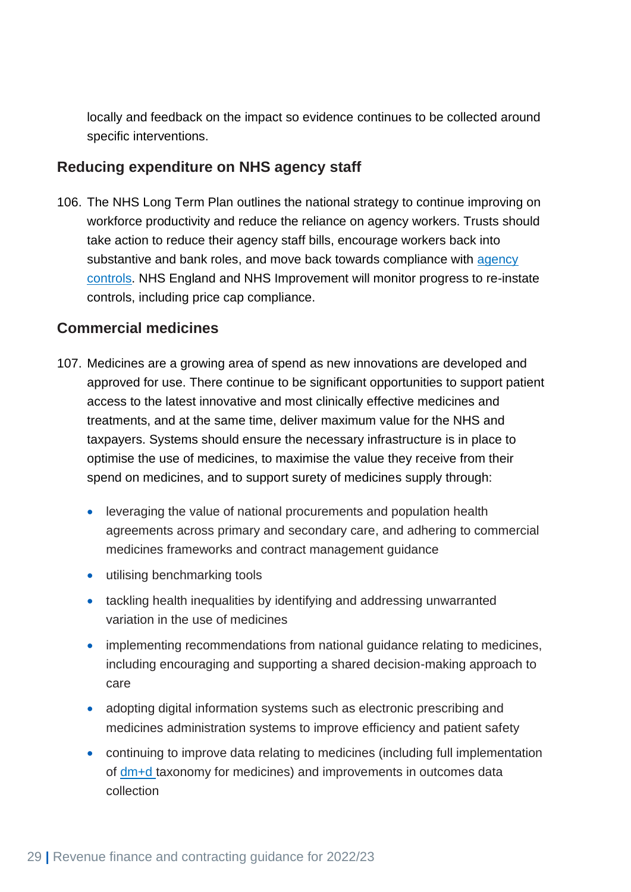locally and feedback on the impact so evidence continues to be collected around specific interventions.

## Reducing expenditure on NHS agency staff

106. The NHS Long Term Plan outlines the national strategy to continue improving on workforce productivity and reduce the reliance on agency workers. Trusts should take action to reduce their agency staff bills, encourage workers back into substantive and bank roles, and move back towards compliance with agency controls. NHS England and NHS Improvement will monitor progress to re-instate controls, including price cap compliance.

## Commercial medicines

107. Medicines are a growing area of spend as new innovations are developed and approved for use. There continue to be significant opportunities to support patient access to the latest innovative and most clinically effective medicines and treatments, and at the same time, deliver maximum value for the NHS and taxpayers. Systems should ensure the necessary infrastructure is in place to optimise the use of medicines, to maximise the value they receive from their spend on medicines, and to support surety of medicines supply through:

    - leveraging the value of national procurements and population health agreements across primary and secondary care, and adhering to commercial medicines frameworks and contract management guidance
    - utilising benchmarking tools
    - tackling health inequalities by identifying and addressing unwarranted variation in the use of medicines
    - implementing recommendations from national guidance relating to medicines, including encouraging and supporting a shared decision-making approach to care
    - adopting digital information systems such as electronic prescribing and medicines administration systems to improve efficiency and patient safety
    - continuing to improve data relating to medicines (including full implementation of dm+d taxonomy for medicines) and improvements in outcomes data collection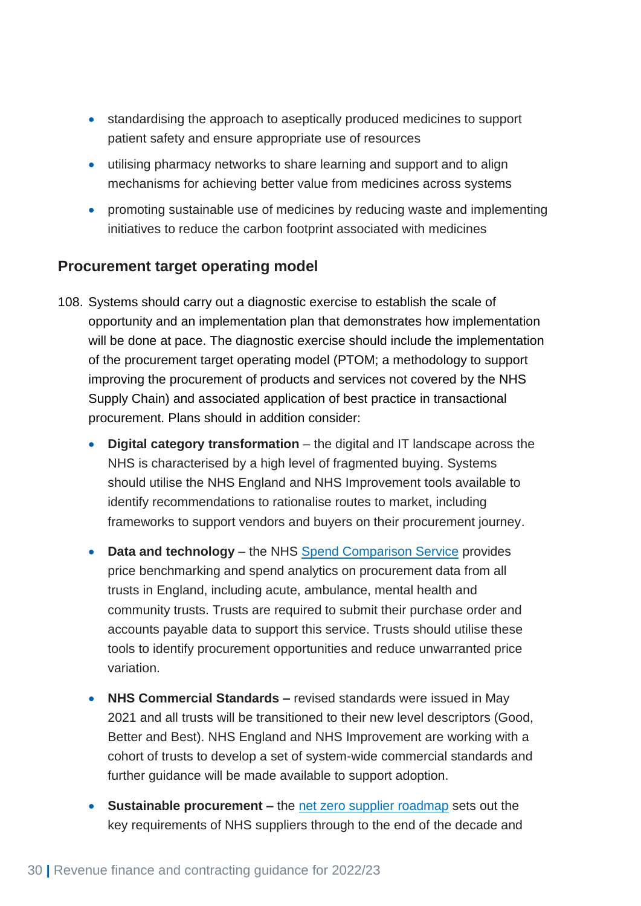- standardising the approach to aseptically produced medicines to support patient safety and ensure appropriate use of resources
- utilising pharmacy networks to share learning and support and to align mechanisms for achieving better value from medicines across systems
- promoting sustainable use of medicines by reducing waste and implementing initiatives to reduce the carbon footprint associated with medicines

### Procurement target operating model

108. Systems should carry out a diagnostic exercise to establish the scale of opportunity and an implementation plan that demonstrates how implementation will be done at pace. The diagnostic exercise should include the implementation of the procurement target operating model (PTOM; a methodology to support improving the procurement of products and services not covered by the NHS Supply Chain) and associated application of best practice in transactional procurement. Plans should in addition consider:

    - **Digital category transformation** – the digital and IT landscape across the NHS is characterised by a high level of fragmented buying. Systems should utilise the NHS England and NHS Improvement tools available to identify recommendations to rationalise routes to market, including frameworks to support vendors and buyers on their procurement journey.
    - **Data and technology** – the NHS [Spend Comparison Service] provides price benchmarking and spend analytics on procurement data from all trusts in England, including acute, ambulance, mental health and community trusts. Trusts are required to submit their purchase order and accounts payable data to support this service. Trusts should utilise these tools to identify procurement opportunities and reduce unwarranted price variation.
    - **NHS Commercial Standards –** revised standards were issued in May 2021 and all trusts will be transitioned to their new level descriptors (Good, Better and Best). NHS England and NHS Improvement are working with a cohort of trusts to develop a set of system-wide commercial standards and further guidance will be made available to support adoption.
    - **Sustainable procurement –** the [net zero supplier roadmap] sets out the key requirements of NHS suppliers through to the end of the decade and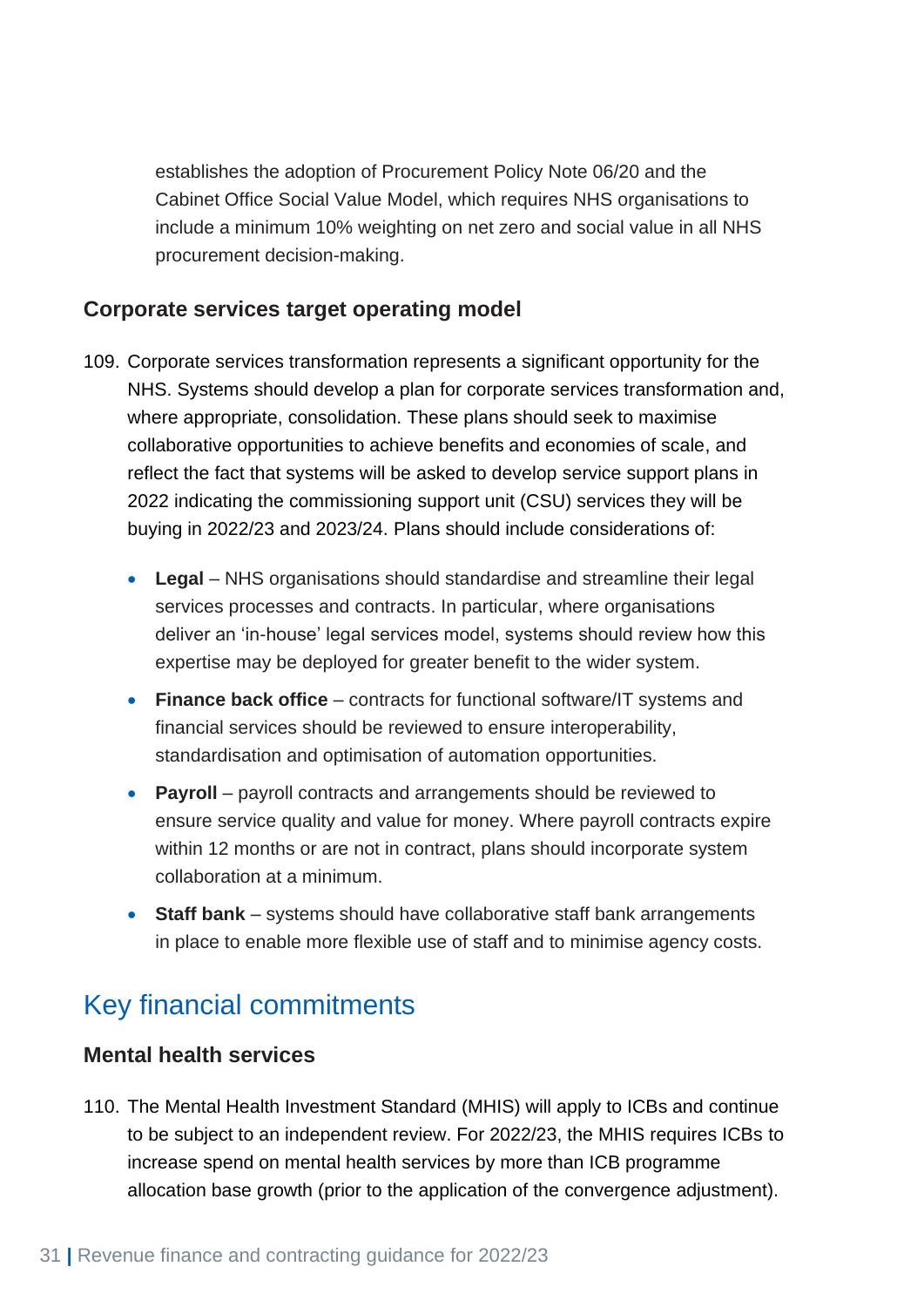establishes the adoption of Procurement Policy Note 06/20 and the Cabinet Office Social Value Model, which requires NHS organisations to include a minimum 10% weighting on net zero and social value in all NHS procurement decision-making.

### Corporate services target operating model

109. Corporate services transformation represents a significant opportunity for the NHS. Systems should develop a plan for corporate services transformation and, where appropriate, consolidation. These plans should seek to maximise collaborative opportunities to achieve benefits and economies of scale, and reflect the fact that systems will be asked to develop service support plans in 2022 indicating the commissioning support unit (CSU) services they will be buying in 2022/23 and 2023/24. Plans should include considerations of:

    - **Legal** – NHS organisations should standardise and streamline their legal services processes and contracts. In particular, where organisations deliver an 'in-house' legal services model, systems should review how this expertise may be deployed for greater benefit to the wider system.
    - **Finance back office** – contracts for functional software/IT systems and financial services should be reviewed to ensure interoperability, standardisation and optimisation of automation opportunities.
    - **Payroll** – payroll contracts and arrangements should be reviewed to ensure service quality and value for money. Where payroll contracts expire within 12 months or are not in contract, plans should incorporate system collaboration at a minimum.
    - **Staff bank** – systems should have collaborative staff bank arrangements in place to enable more flexible use of staff and to minimise agency costs.

## Key financial commitments

### Mental health services

110. The Mental Health Investment Standard (MHIS) will apply to ICBs and continue to be subject to an independent review. For 2022/23, the MHIS requires ICBs to increase spend on mental health services by more than ICB programme allocation base growth (prior to the application of the convergence adjustment).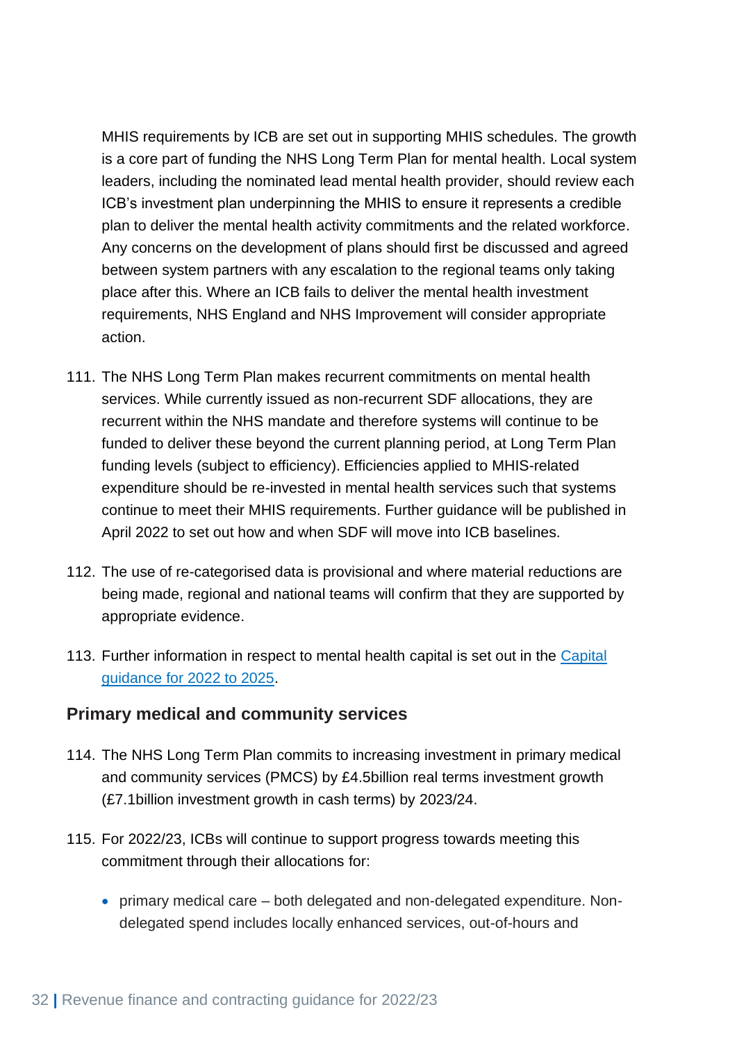MHIS requirements by ICB are set out in supporting MHIS schedules. The growth is a core part of funding the NHS Long Term Plan for mental health. Local system leaders, including the nominated lead mental health provider, should review each ICB's investment plan underpinning the MHIS to ensure it represents a credible plan to deliver the mental health activity commitments and the related workforce. Any concerns on the development of plans should first be discussed and agreed between system partners with any escalation to the regional teams only taking place after this. Where an ICB fails to deliver the mental health investment requirements, NHS England and NHS Improvement will consider appropriate action.

111. The NHS Long Term Plan makes recurrent commitments on mental health services. While currently issued as non-recurrent SDF allocations, they are recurrent within the NHS mandate and therefore systems will continue to be funded to deliver these beyond the current planning period, at Long Term Plan funding levels (subject to efficiency). Efficiencies applied to MHIS-related expenditure should be re-invested in mental health services such that systems continue to meet their MHIS requirements. Further guidance will be published in April 2022 to set out how and when SDF will move into ICB baselines.

112. The use of re-categorised data is provisional and where material reductions are being made, regional and national teams will confirm that they are supported by appropriate evidence.

113. Further information in respect to mental health capital is set out in the [Capital guidance for 2022 to 2025](#).

## Primary medical and community services

114. The NHS Long Term Plan commits to increasing investment in primary medical and community services (PMCS) by £4.5billion real terms investment growth (£7.1billion investment growth in cash terms) by 2023/24.

115. For 2022/23, ICBs will continue to support progress towards meeting this commitment through their allocations for:

    - primary medical care – both delegated and non-delegated expenditure. Non-delegated spend includes locally enhanced services, out-of-hours and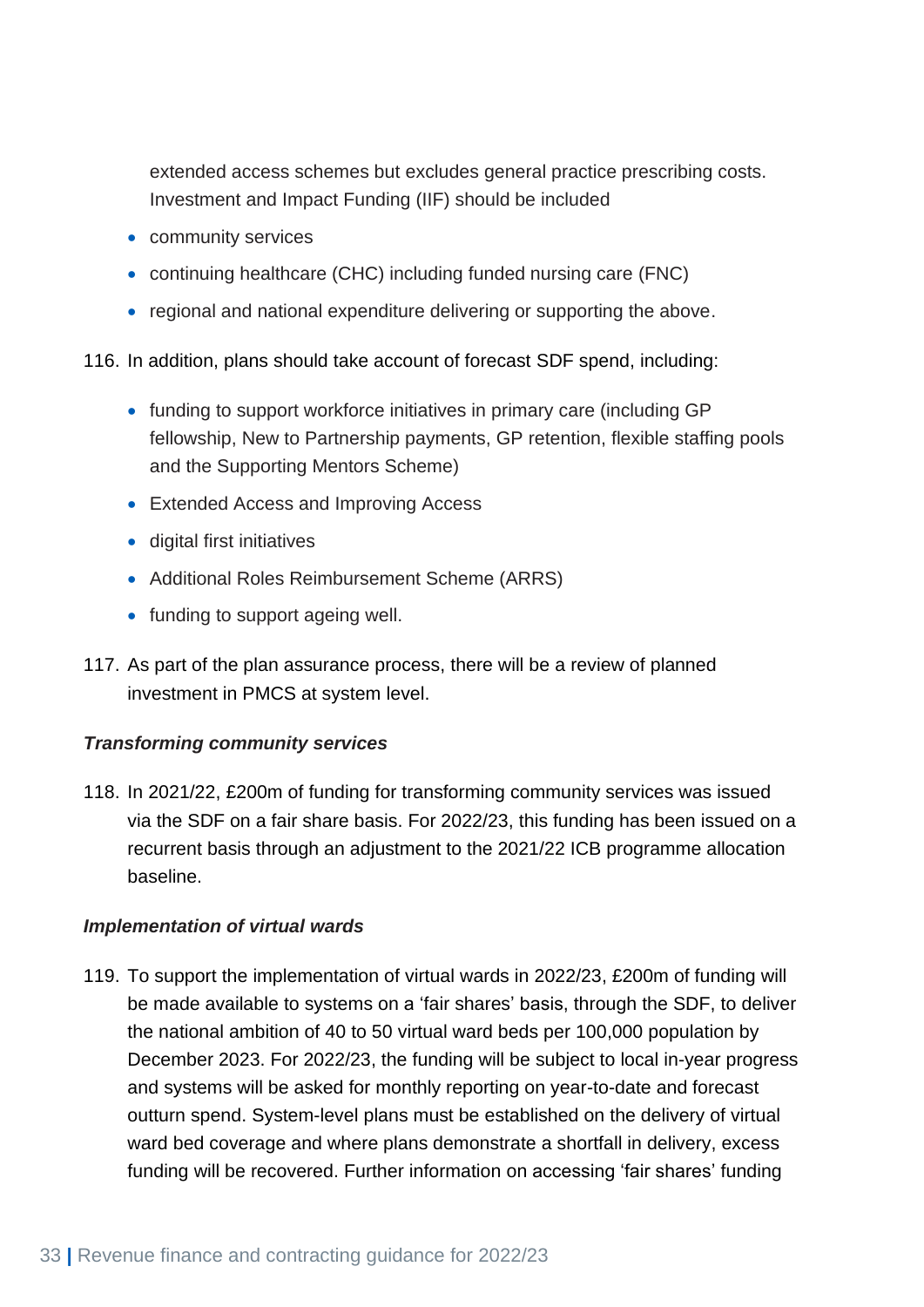extended access schemes but excludes general practice prescribing costs. Investment and Impact Funding (IIF) should be included

- community services
- continuing healthcare (CHC) including funded nursing care (FNC)
- regional and national expenditure delivering or supporting the above.

116. In addition, plans should take account of forecast SDF spend, including:

    - funding to support workforce initiatives in primary care (including GP fellowship, New to Partnership payments, GP retention, flexible staffing pools and the Supporting Mentors Scheme)
    - Extended Access and Improving Access
    - digital first initiatives
    - Additional Roles Reimbursement Scheme (ARRS)
    - funding to support ageing well.

117. As part of the plan assurance process, there will be a review of planned investment in PMCS at system level.

***Transforming community services***

118. In 2021/22, £200m of funding for transforming community services was issued via the SDF on a fair share basis. For 2022/23, this funding has been issued on a recurrent basis through an adjustment to the 2021/22 ICB programme allocation baseline.

***Implementation of virtual wards***

119. To support the implementation of virtual wards in 2022/23, £200m of funding will be made available to systems on a 'fair shares' basis, through the SDF, to deliver the national ambition of 40 to 50 virtual ward beds per 100,000 population by December 2023. For 2022/23, the funding will be subject to local in-year progress and systems will be asked for monthly reporting on year-to-date and forecast outturn spend. System-level plans must be established on the delivery of virtual ward bed coverage and where plans demonstrate a shortfall in delivery, excess funding will be recovered. Further information on accessing 'fair shares' funding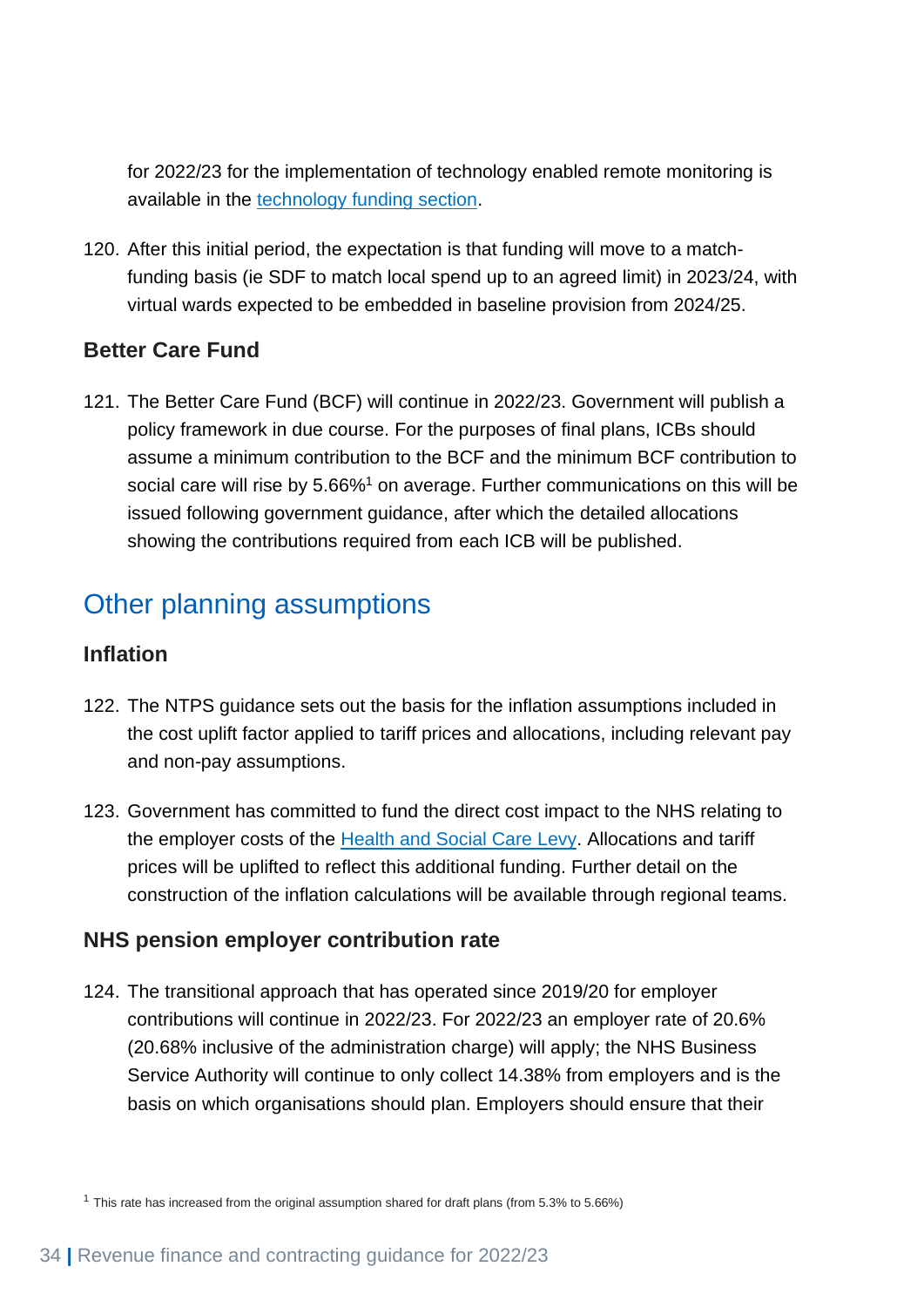for 2022/23 for the implementation of technology enabled remote monitoring is available in the [technology funding section](#).

120. After this initial period, the expectation is that funding will move to a match-funding basis (ie SDF to match local spend up to an agreed limit) in 2023/24, with virtual wards expected to be embedded in baseline provision from 2024/25.

### Better Care Fund

121. The Better Care Fund (BCF) will continue in 2022/23. Government will publish a policy framework in due course. For the purposes of final plans, ICBs should assume a minimum contribution to the BCF and the minimum BCF contribution to social care will rise by 5.66%[1] on average. Further communications on this will be issued following government guidance, after which the detailed allocations showing the contributions required from each ICB will be published.

## Other planning assumptions

### Inflation

122. The NTPS guidance sets out the basis for the inflation assumptions included in the cost uplift factor applied to tariff prices and allocations, including relevant pay and non-pay assumptions.

123. Government has committed to fund the direct cost impact to the NHS relating to the employer costs of the [Health and Social Care Levy](#). Allocations and tariff prices will be uplifted to reflect this additional funding. Further detail on the construction of the inflation calculations will be available through regional teams.

### NHS pension employer contribution rate

124. The transitional approach that has operated since 2019/20 for employer contributions will continue in 2022/23. For 2022/23 an employer rate of 20.6% (20.68% inclusive of the administration charge) will apply; the NHS Business Service Authority will continue to only collect 14.38% from employers and is the basis on which organisations should plan. Employers should ensure that their

[1] This rate has increased from the original assumption shared for draft plans (from 5.3% to 5.66%)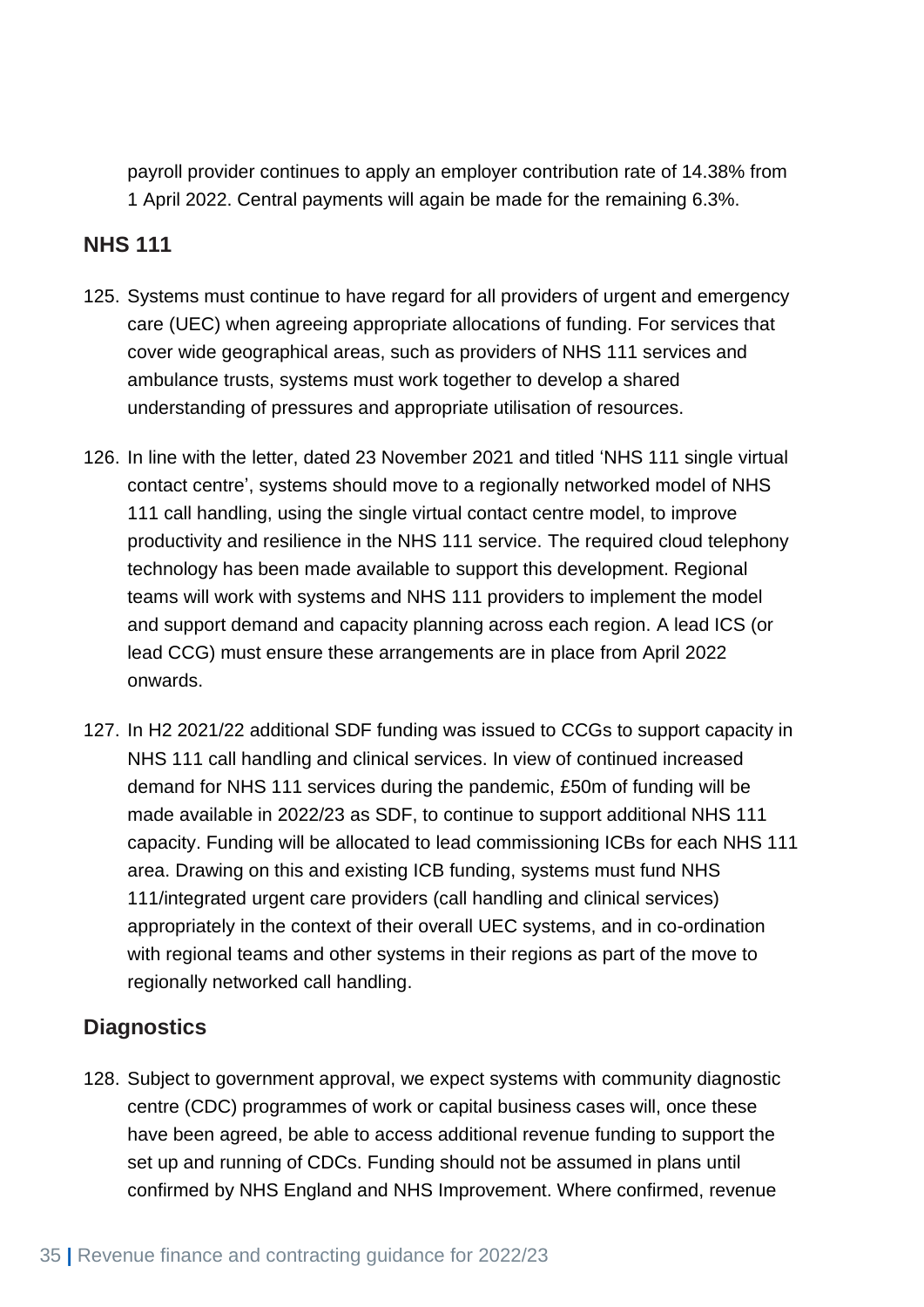payroll provider continues to apply an employer contribution rate of 14.38% from 1 April 2022. Central payments will again be made for the remaining 6.3%.

### NHS 111

125. Systems must continue to have regard for all providers of urgent and emergency care (UEC) when agreeing appropriate allocations of funding. For services that cover wide geographical areas, such as providers of NHS 111 services and ambulance trusts, systems must work together to develop a shared understanding of pressures and appropriate utilisation of resources.

126. In line with the letter, dated 23 November 2021 and titled 'NHS 111 single virtual contact centre', systems should move to a regionally networked model of NHS 111 call handling, using the single virtual contact centre model, to improve productivity and resilience in the NHS 111 service. The required cloud telephony technology has been made available to support this development. Regional teams will work with systems and NHS 111 providers to implement the model and support demand and capacity planning across each region. A lead ICS (or lead CCG) must ensure these arrangements are in place from April 2022 onwards.

127. In H2 2021/22 additional SDF funding was issued to CCGs to support capacity in NHS 111 call handling and clinical services. In view of continued increased demand for NHS 111 services during the pandemic, £50m of funding will be made available in 2022/23 as SDF, to continue to support additional NHS 111 capacity. Funding will be allocated to lead commissioning ICBs for each NHS 111 area. Drawing on this and existing ICB funding, systems must fund NHS 111/integrated urgent care providers (call handling and clinical services) appropriately in the context of their overall UEC systems, and in co-ordination with regional teams and other systems in their regions as part of the move to regionally networked call handling.

### Diagnostics

128. Subject to government approval, we expect systems with community diagnostic centre (CDC) programmes of work or capital business cases will, once these have been agreed, be able to access additional revenue funding to support the set up and running of CDCs. Funding should not be assumed in plans until confirmed by NHS England and NHS Improvement. Where confirmed, revenue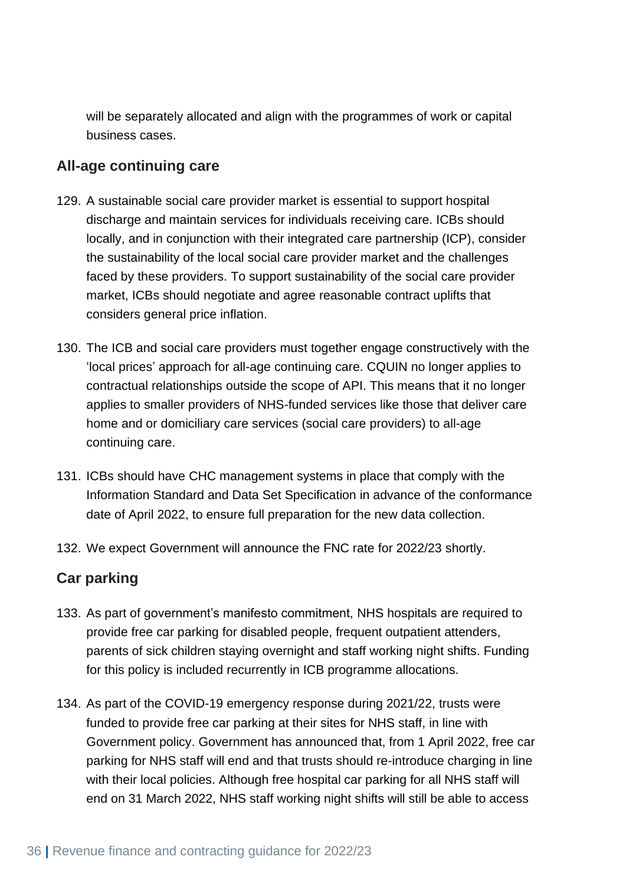will be separately allocated and align with the programmes of work or capital business cases.

## All-age continuing care

129. A sustainable social care provider market is essential to support hospital discharge and maintain services for individuals receiving care. ICBs should locally, and in conjunction with their integrated care partnership (ICP), consider the sustainability of the local social care provider market and the challenges faced by these providers. To support sustainability of the social care provider market, ICBs should negotiate and agree reasonable contract uplifts that considers general price inflation.

130. The ICB and social care providers must together engage constructively with the 'local prices' approach for all-age continuing care. CQUIN no longer applies to contractual relationships outside the scope of API. This means that it no longer applies to smaller providers of NHS-funded services like those that deliver care home and or domiciliary care services (social care providers) to all-age continuing care.

131. ICBs should have CHC management systems in place that comply with the Information Standard and Data Set Specification in advance of the conformance date of April 2022, to ensure full preparation for the new data collection.

132. We expect Government will announce the FNC rate for 2022/23 shortly.

## Car parking

133. As part of government's manifesto commitment, NHS hospitals are required to provide free car parking for disabled people, frequent outpatient attenders, parents of sick children staying overnight and staff working night shifts. Funding for this policy is included recurrently in ICB programme allocations.

134. As part of the COVID-19 emergency response during 2021/22, trusts were funded to provide free car parking at their sites for NHS staff, in line with Government policy. Government has announced that, from 1 April 2022, free car parking for NHS staff will end and that trusts should re-introduce charging in line with their local policies. Although free hospital car parking for all NHS staff will end on 31 March 2022, NHS staff working night shifts will still be able to access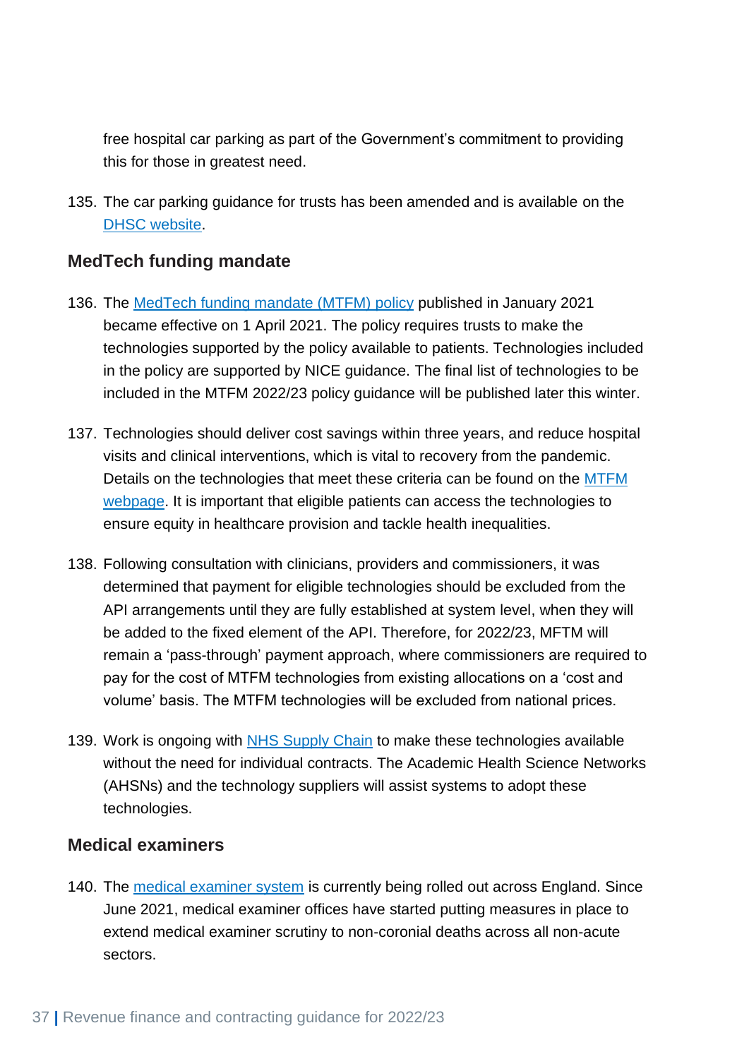free hospital car parking as part of the Government's commitment to providing this for those in greatest need.

135. The car parking guidance for trusts has been amended and is available on the DHSC website.

### MedTech funding mandate

136. The MedTech funding mandate (MTFM) policy published in January 2021 became effective on 1 April 2021. The policy requires trusts to make the technologies supported by the policy available to patients. Technologies included in the policy are supported by NICE guidance. The final list of technologies to be included in the MTFM 2022/23 policy guidance will be published later this winter.

137. Technologies should deliver cost savings within three years, and reduce hospital visits and clinical interventions, which is vital to recovery from the pandemic. Details on the technologies that meet these criteria can be found on the MTFM webpage. It is important that eligible patients can access the technologies to ensure equity in healthcare provision and tackle health inequalities.

138. Following consultation with clinicians, providers and commissioners, it was determined that payment for eligible technologies should be excluded from the API arrangements until they are fully established at system level, when they will be added to the fixed element of the API. Therefore, for 2022/23, MFTM will remain a 'pass-through' payment approach, where commissioners are required to pay for the cost of MTFM technologies from existing allocations on a 'cost and volume' basis. The MTFM technologies will be excluded from national prices.

139. Work is ongoing with NHS Supply Chain to make these technologies available without the need for individual contracts. The Academic Health Science Networks (AHSNs) and the technology suppliers will assist systems to adopt these technologies.

### Medical examiners

140. The medical examiner system is currently being rolled out across England. Since June 2021, medical examiner offices have started putting measures in place to extend medical examiner scrutiny to non-coronial deaths across all non-acute sectors.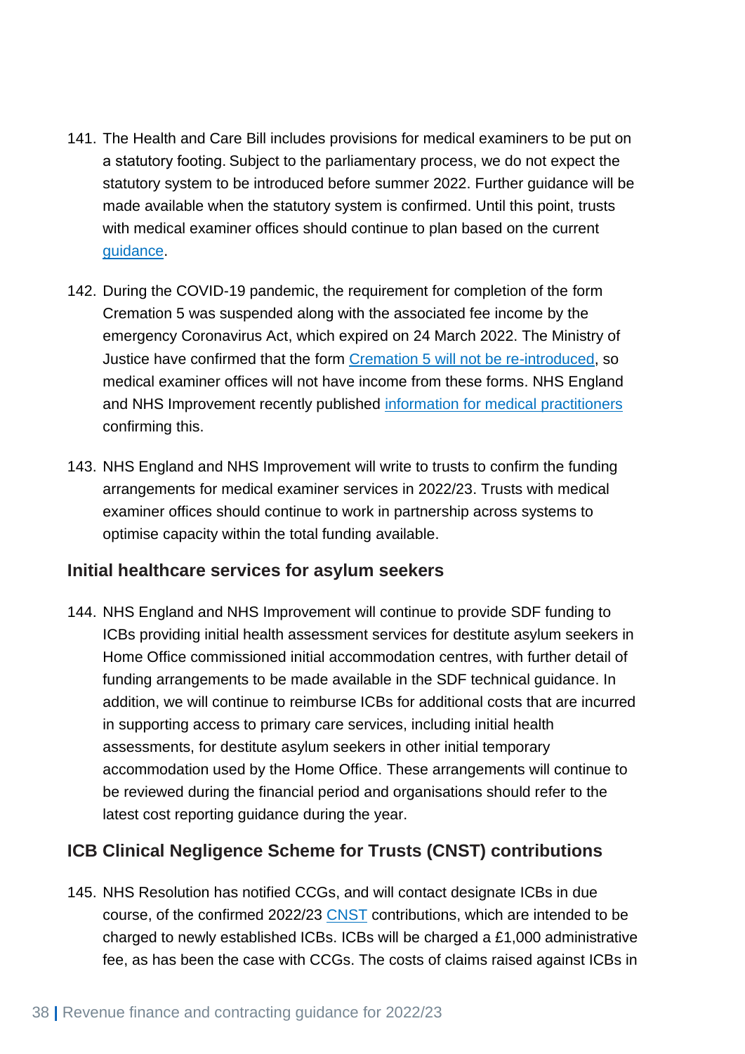141. The Health and Care Bill includes provisions for medical examiners to be put on a statutory footing. Subject to the parliamentary process, we do not expect the statutory system to be introduced before summer 2022. Further guidance will be made available when the statutory system is confirmed. Until this point, trusts with medical examiner offices should continue to plan based on the current guidance.

142. During the COVID-19 pandemic, the requirement for completion of the form Cremation 5 was suspended along with the associated fee income by the emergency Coronavirus Act, which expired on 24 March 2022. The Ministry of Justice have confirmed that the form Cremation 5 will not be re-introduced, so medical examiner offices will not have income from these forms. NHS England and NHS Improvement recently published information for medical practitioners confirming this.

143. NHS England and NHS Improvement will write to trusts to confirm the funding arrangements for medical examiner services in 2022/23. Trusts with medical examiner offices should continue to work in partnership across systems to optimise capacity within the total funding available.

### Initial healthcare services for asylum seekers

144. NHS England and NHS Improvement will continue to provide SDF funding to ICBs providing initial health assessment services for destitute asylum seekers in Home Office commissioned initial accommodation centres, with further detail of funding arrangements to be made available in the SDF technical guidance. In addition, we will continue to reimburse ICBs for additional costs that are incurred in supporting access to primary care services, including initial health assessments, for destitute asylum seekers in other initial temporary accommodation used by the Home Office. These arrangements will continue to be reviewed during the financial period and organisations should refer to the latest cost reporting guidance during the year.

### ICB Clinical Negligence Scheme for Trusts (CNST) contributions

145. NHS Resolution has notified CCGs, and will contact designate ICBs in due course, of the confirmed 2022/23 CNST contributions, which are intended to be charged to newly established ICBs. ICBs will be charged a £1,000 administrative fee, as has been the case with CCGs. The costs of claims raised against ICBs in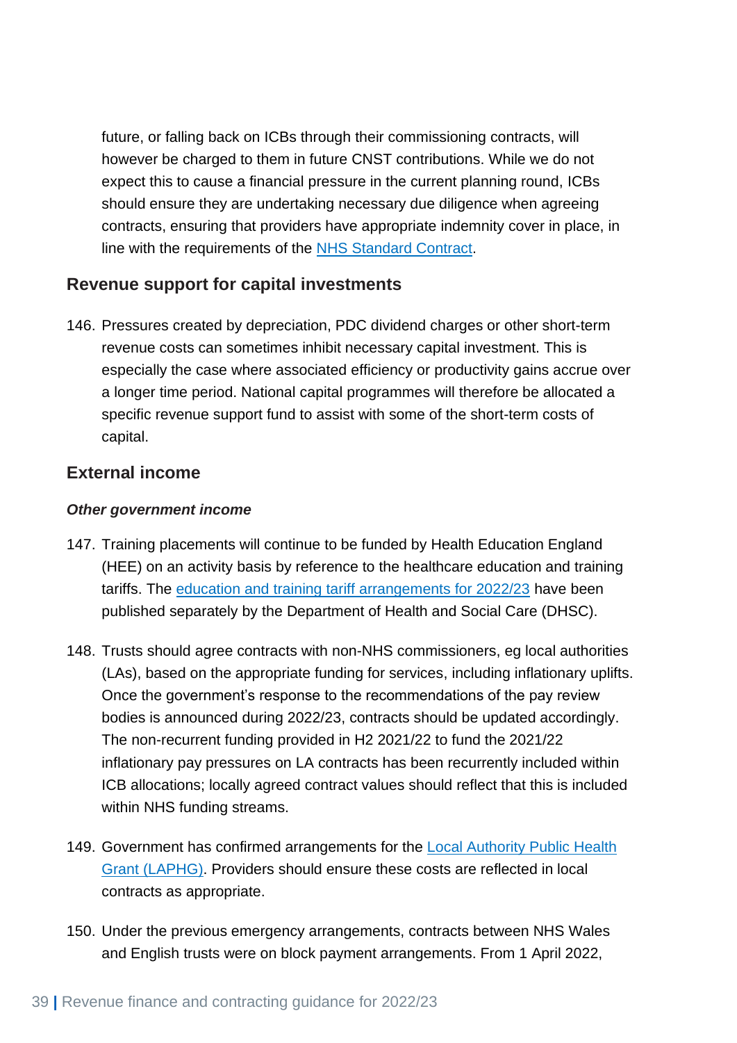future, or falling back on ICBs through their commissioning contracts, will however be charged to them in future CNST contributions. While we do not expect this to cause a financial pressure in the current planning round, ICBs should ensure they are undertaking necessary due diligence when agreeing contracts, ensuring that providers have appropriate indemnity cover in place, in line with the requirements of the NHS Standard Contract.

## Revenue support for capital investments

146. Pressures created by depreciation, PDC dividend charges or other short-term revenue costs can sometimes inhibit necessary capital investment. This is especially the case where associated efficiency or productivity gains accrue over a longer time period. National capital programmes will therefore be allocated a specific revenue support fund to assist with some of the short-term costs of capital.

## External income

***Other government income***

147. Training placements will continue to be funded by Health Education England (HEE) on an activity basis by reference to the healthcare education and training tariffs. The education and training tariff arrangements for 2022/23 have been published separately by the Department of Health and Social Care (DHSC).

148. Trusts should agree contracts with non-NHS commissioners, eg local authorities (LAs), based on the appropriate funding for services, including inflationary uplifts. Once the government's response to the recommendations of the pay review bodies is announced during 2022/23, contracts should be updated accordingly. The non-recurrent funding provided in H2 2021/22 to fund the 2021/22 inflationary pay pressures on LA contracts has been recurrently included within ICB allocations; locally agreed contract values should reflect that this is included within NHS funding streams.

149. Government has confirmed arrangements for the Local Authority Public Health Grant (LAPHG). Providers should ensure these costs are reflected in local contracts as appropriate.

150. Under the previous emergency arrangements, contracts between NHS Wales and English trusts were on block payment arrangements. From 1 April 2022,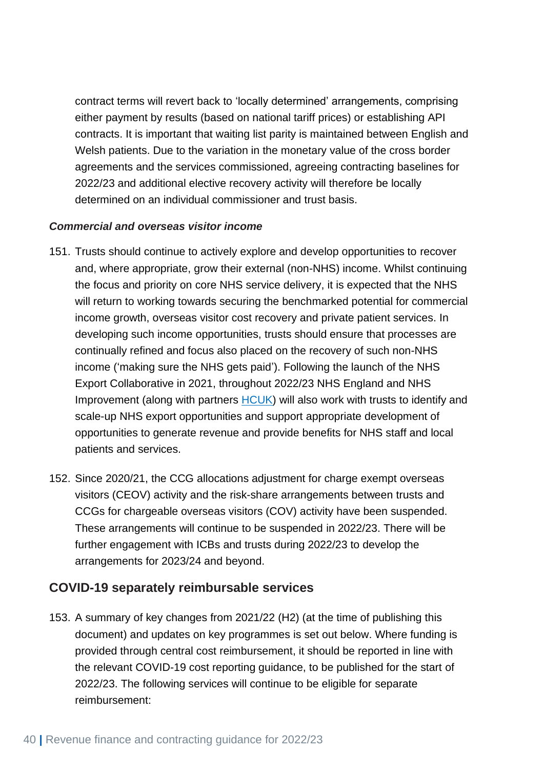contract terms will revert back to 'locally determined' arrangements, comprising either payment by results (based on national tariff prices) or establishing API contracts. It is important that waiting list parity is maintained between English and Welsh patients. Due to the variation in the monetary value of the cross border agreements and the services commissioned, agreeing contracting baselines for 2022/23 and additional elective recovery activity will therefore be locally determined on an individual commissioner and trust basis.

***Commercial and overseas visitor income***

151. Trusts should continue to actively explore and develop opportunities to recover and, where appropriate, grow their external (non-NHS) income. Whilst continuing the focus and priority on core NHS service delivery, it is expected that the NHS will return to working towards securing the benchmarked potential for commercial income growth, overseas visitor cost recovery and private patient services. In developing such income opportunities, trusts should ensure that processes are continually refined and focus also placed on the recovery of such non-NHS income ('making sure the NHS gets paid'). Following the launch of the NHS Export Collaborative in 2021, throughout 2022/23 NHS England and NHS Improvement (along with partners HCUK) will also work with trusts to identify and scale-up NHS export opportunities and support appropriate development of opportunities to generate revenue and provide benefits for NHS staff and local patients and services.

152. Since 2020/21, the CCG allocations adjustment for charge exempt overseas visitors (CEOV) activity and the risk-share arrangements between trusts and CCGs for chargeable overseas visitors (COV) activity have been suspended. These arrangements will continue to be suspended in 2022/23. There will be further engagement with ICBs and trusts during 2022/23 to develop the arrangements for 2023/24 and beyond.

## COVID-19 separately reimbursable services

153. A summary of key changes from 2021/22 (H2) (at the time of publishing this document) and updates on key programmes is set out below. Where funding is provided through central cost reimbursement, it should be reported in line with the relevant COVID-19 cost reporting guidance, to be published for the start of 2022/23. The following services will continue to be eligible for separate reimbursement: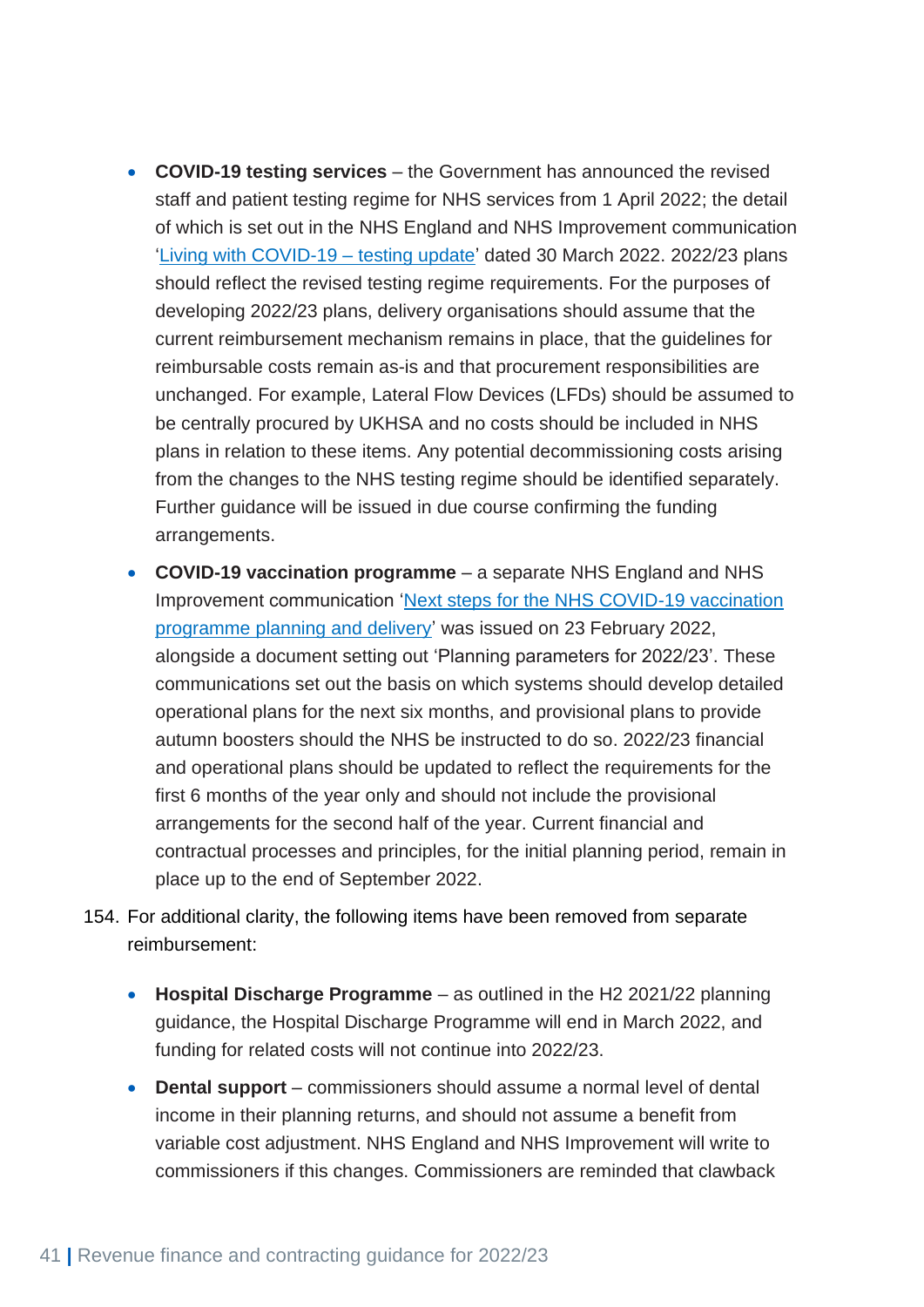- **COVID-19 testing services** – the Government has announced the revised staff and patient testing regime for NHS services from 1 April 2022; the detail of which is set out in the NHS England and NHS Improvement communication '[Living with COVID-19 – testing update]' dated 30 March 2022. 2022/23 plans should reflect the revised testing regime requirements. For the purposes of developing 2022/23 plans, delivery organisations should assume that the current reimbursement mechanism remains in place, that the guidelines for reimbursable costs remain as-is and that procurement responsibilities are unchanged. For example, Lateral Flow Devices (LFDs) should be assumed to be centrally procured by UKHSA and no costs should be included in NHS plans in relation to these items. Any potential decommissioning costs arising from the changes to the NHS testing regime should be identified separately. Further guidance will be issued in due course confirming the funding arrangements.
- **COVID-19 vaccination programme** – a separate NHS England and NHS Improvement communication '[Next steps for the NHS COVID-19 vaccination programme planning and delivery]' was issued on 23 February 2022, alongside a document setting out 'Planning parameters for 2022/23'. These communications set out the basis on which systems should develop detailed operational plans for the next six months, and provisional plans to provide autumn boosters should the NHS be instructed to do so. 2022/23 financial and operational plans should be updated to reflect the requirements for the first 6 months of the year only and should not include the provisional arrangements for the second half of the year. Current financial and contractual processes and principles, for the initial planning period, remain in place up to the end of September 2022.

154. For additional clarity, the following items have been removed from separate reimbursement:

- **Hospital Discharge Programme** – as outlined in the H2 2021/22 planning guidance, the Hospital Discharge Programme will end in March 2022, and funding for related costs will not continue into 2022/23.
- **Dental support** – commissioners should assume a normal level of dental income in their planning returns, and should not assume a benefit from variable cost adjustment. NHS England and NHS Improvement will write to commissioners if this changes. Commissioners are reminded that clawback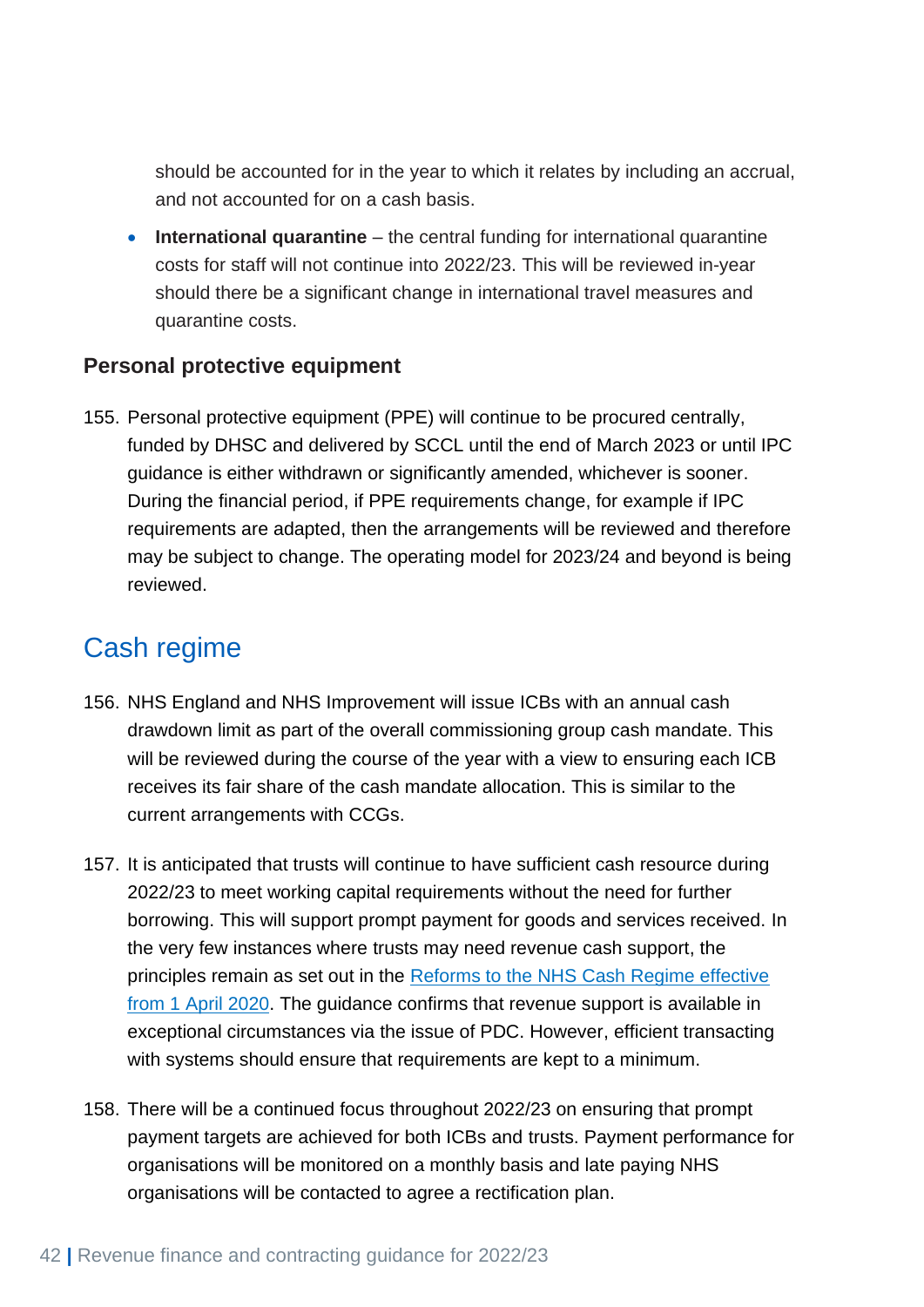should be accounted for in the year to which it relates by including an accrual, and not accounted for on a cash basis.

- **International quarantine** – the central funding for international quarantine costs for staff will not continue into 2022/23. This will be reviewed in-year should there be a significant change in international travel measures and quarantine costs.

### Personal protective equipment

155. Personal protective equipment (PPE) will continue to be procured centrally, funded by DHSC and delivered by SCCL until the end of March 2023 or until IPC guidance is either withdrawn or significantly amended, whichever is sooner. During the financial period, if PPE requirements change, for example if IPC requirements are adapted, then the arrangements will be reviewed and therefore may be subject to change. The operating model for 2023/24 and beyond is being reviewed.

## Cash regime

156. NHS England and NHS Improvement will issue ICBs with an annual cash drawdown limit as part of the overall commissioning group cash mandate. This will be reviewed during the course of the year with a view to ensuring each ICB receives its fair share of the cash mandate allocation. This is similar to the current arrangements with CCGs.

157. It is anticipated that trusts will continue to have sufficient cash resource during 2022/23 to meet working capital requirements without the need for further borrowing. This will support prompt payment for goods and services received. In the very few instances where trusts may need revenue cash support, the principles remain as set out in the [Reforms to the NHS Cash Regime effective from 1 April 2020](). The guidance confirms that revenue support is available in exceptional circumstances via the issue of PDC. However, efficient transacting with systems should ensure that requirements are kept to a minimum.

158. There will be a continued focus throughout 2022/23 on ensuring that prompt payment targets are achieved for both ICBs and trusts. Payment performance for organisations will be monitored on a monthly basis and late paying NHS organisations will be contacted to agree a rectification plan.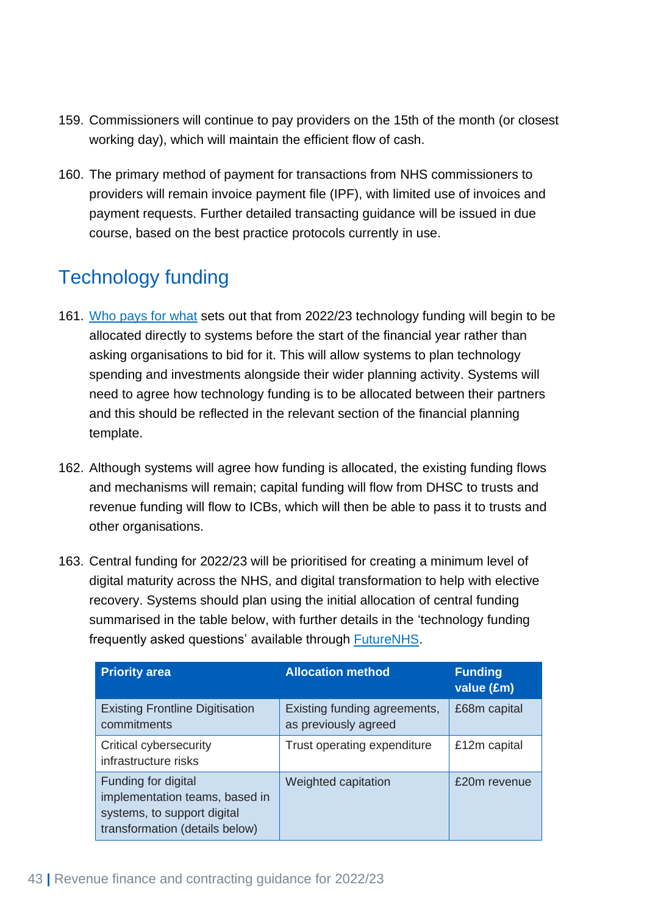159. Commissioners will continue to pay providers on the 15th of the month (or closest working day), which will maintain the efficient flow of cash.

160. The primary method of payment for transactions from NHS commissioners to providers will remain invoice payment file (IPF), with limited use of invoices and payment requests. Further detailed transacting guidance will be issued in due course, based on the best practice protocols currently in use.

## Technology funding

161. Who pays for what sets out that from 2022/23 technology funding will begin to be allocated directly to systems before the start of the financial year rather than asking organisations to bid for it. This will allow systems to plan technology spending and investments alongside their wider planning activity. Systems will need to agree how technology funding is to be allocated between their partners and this should be reflected in the relevant section of the financial planning template.

162. Although systems will agree how funding is allocated, the existing funding flows and mechanisms will remain; capital funding will flow from DHSC to trusts and revenue funding will flow to ICBs, which will then be able to pass it to trusts and other organisations.

163. Central funding for 2022/23 will be prioritised for creating a minimum level of digital maturity across the NHS, and digital transformation to help with elective recovery. Systems should plan using the initial allocation of central funding summarised in the table below, with further details in the 'technology funding frequently asked questions' available through FutureNHS.

| Priority area | Allocation method | Funding value (£m) |
|---|---|---|
| Existing Frontline Digitisation commitments | Existing funding agreements, as previously agreed | £68m capital |
| Critical cybersecurity infrastructure risks | Trust operating expenditure | £12m capital |
| Funding for digital implementation teams, based in systems, to support digital transformation (details below) | Weighted capitation | £20m revenue |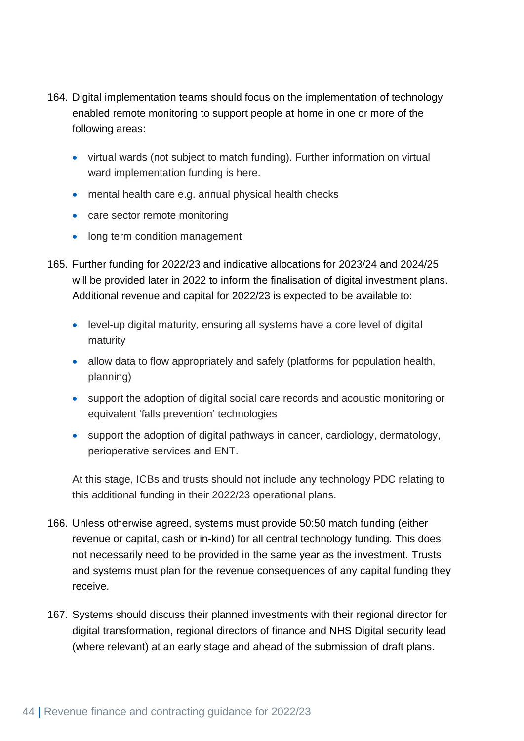164. Digital implementation teams should focus on the implementation of technology enabled remote monitoring to support people at home in one or more of the following areas:

    - virtual wards (not subject to match funding). Further information on virtual ward implementation funding is here.
    - mental health care e.g. annual physical health checks
    - care sector remote monitoring
    - long term condition management

165. Further funding for 2022/23 and indicative allocations for 2023/24 and 2024/25 will be provided later in 2022 to inform the finalisation of digital investment plans. Additional revenue and capital for 2022/23 is expected to be available to:

    - level-up digital maturity, ensuring all systems have a core level of digital maturity
    - allow data to flow appropriately and safely (platforms for population health, planning)
    - support the adoption of digital social care records and acoustic monitoring or equivalent 'falls prevention' technologies
    - support the adoption of digital pathways in cancer, cardiology, dermatology, perioperative services and ENT.

    At this stage, ICBs and trusts should not include any technology PDC relating to this additional funding in their 2022/23 operational plans.

166. Unless otherwise agreed, systems must provide 50:50 match funding (either revenue or capital, cash or in-kind) for all central technology funding. This does not necessarily need to be provided in the same year as the investment. Trusts and systems must plan for the revenue consequences of any capital funding they receive.

167. Systems should discuss their planned investments with their regional director for digital transformation, regional directors of finance and NHS Digital security lead (where relevant) at an early stage and ahead of the submission of draft plans.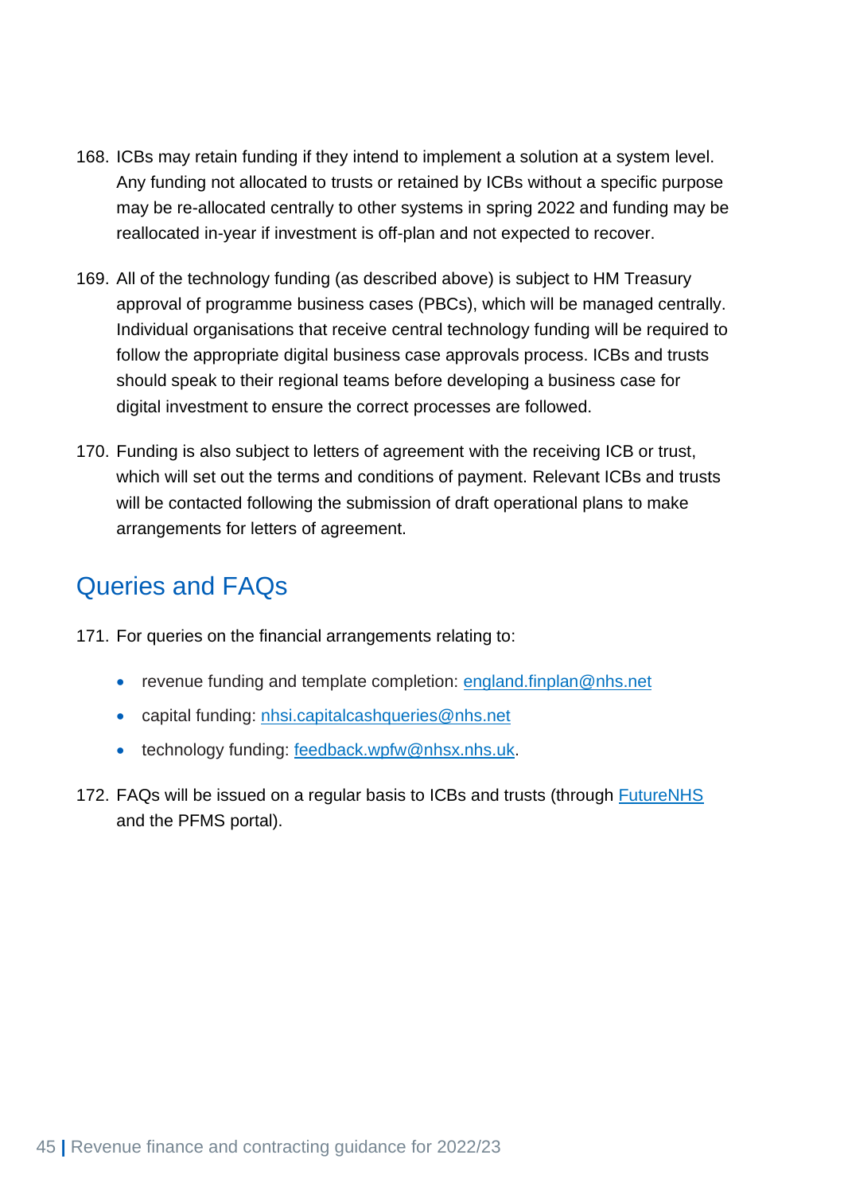168. ICBs may retain funding if they intend to implement a solution at a system level. Any funding not allocated to trusts or retained by ICBs without a specific purpose may be re-allocated centrally to other systems in spring 2022 and funding may be reallocated in-year if investment is off-plan and not expected to recover.

169. All of the technology funding (as described above) is subject to HM Treasury approval of programme business cases (PBCs), which will be managed centrally. Individual organisations that receive central technology funding will be required to follow the appropriate digital business case approvals process. ICBs and trusts should speak to their regional teams before developing a business case for digital investment to ensure the correct processes are followed.

170. Funding is also subject to letters of agreement with the receiving ICB or trust, which will set out the terms and conditions of payment. Relevant ICBs and trusts will be contacted following the submission of draft operational plans to make arrangements for letters of agreement.

## Queries and FAQs

171. For queries on the financial arrangements relating to:

- revenue funding and template completion: england.finplan@nhs.net
- capital funding: nhsi.capitalcashqueries@nhs.net
- technology funding: feedback.wpfw@nhsx.nhs.uk.

172. FAQs will be issued on a regular basis to ICBs and trusts (through FutureNHS and the PFMS portal).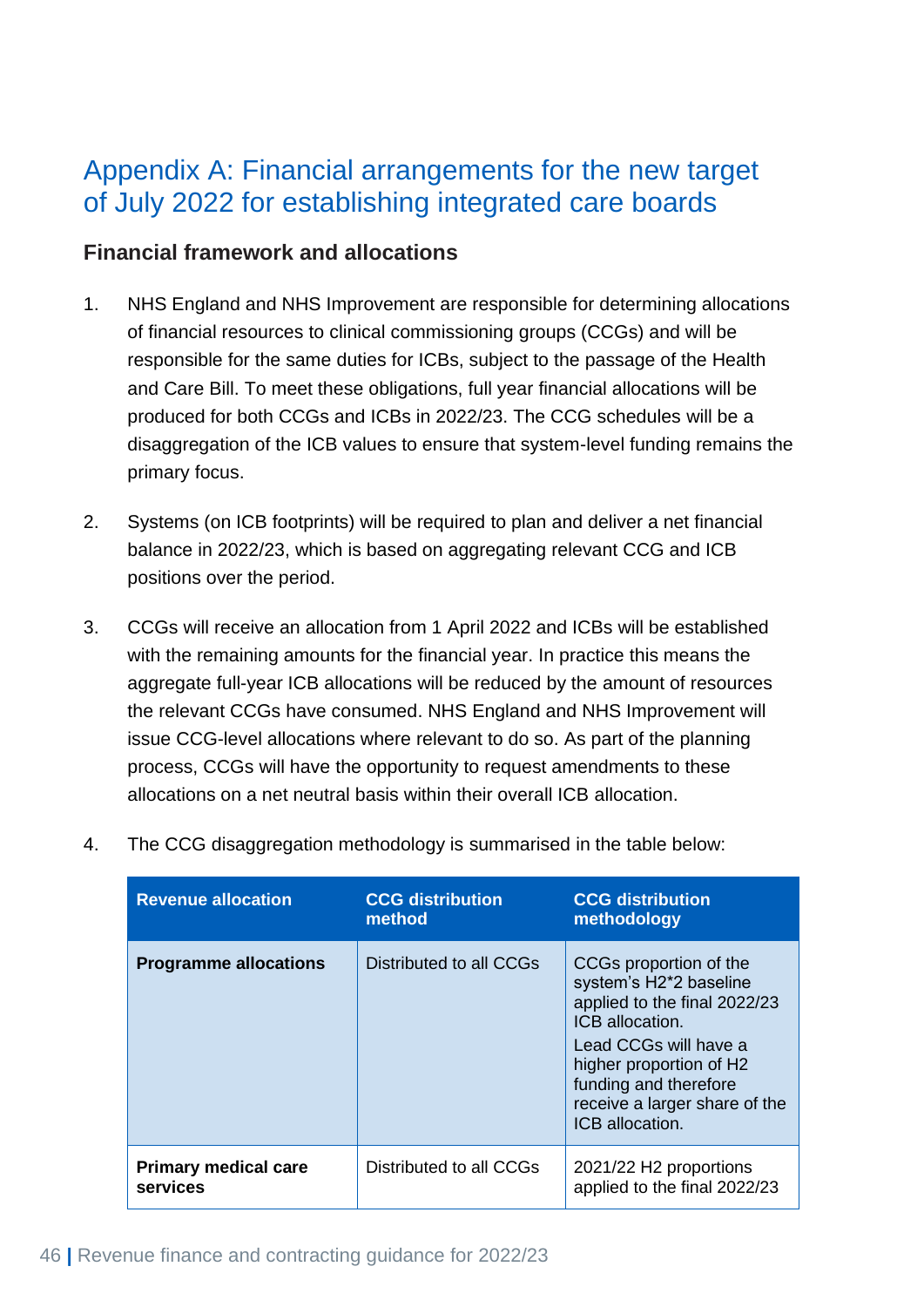# Appendix A: Financial arrangements for the new target of July 2022 for establishing integrated care boards

## Financial framework and allocations

1. NHS England and NHS Improvement are responsible for determining allocations of financial resources to clinical commissioning groups (CCGs) and will be responsible for the same duties for ICBs, subject to the passage of the Health and Care Bill. To meet these obligations, full year financial allocations will be produced for both CCGs and ICBs in 2022/23. The CCG schedules will be a disaggregation of the ICB values to ensure that system-level funding remains the primary focus.

2. Systems (on ICB footprints) will be required to plan and deliver a net financial balance in 2022/23, which is based on aggregating relevant CCG and ICB positions over the period.

3. CCGs will receive an allocation from 1 April 2022 and ICBs will be established with the remaining amounts for the financial year. In practice this means the aggregate full-year ICB allocations will be reduced by the amount of resources the relevant CCGs have consumed. NHS England and NHS Improvement will issue CCG-level allocations where relevant to do so. As part of the planning process, CCGs will have the opportunity to request amendments to these allocations on a net neutral basis within their overall ICB allocation.

4. The CCG disaggregation methodology is summarised in the table below:

| Revenue allocation | CCG distribution method | CCG distribution methodology |
|---|---|---|
| **Programme allocations** | Distributed to all CCGs | CCGs proportion of the system's H2*2 baseline applied to the final 2022/23 ICB allocation. Lead CCGs will have a higher proportion of H2 funding and therefore receive a larger share of the ICB allocation. |
| **Primary medical care services** | Distributed to all CCGs | 2021/22 H2 proportions applied to the final 2022/23 |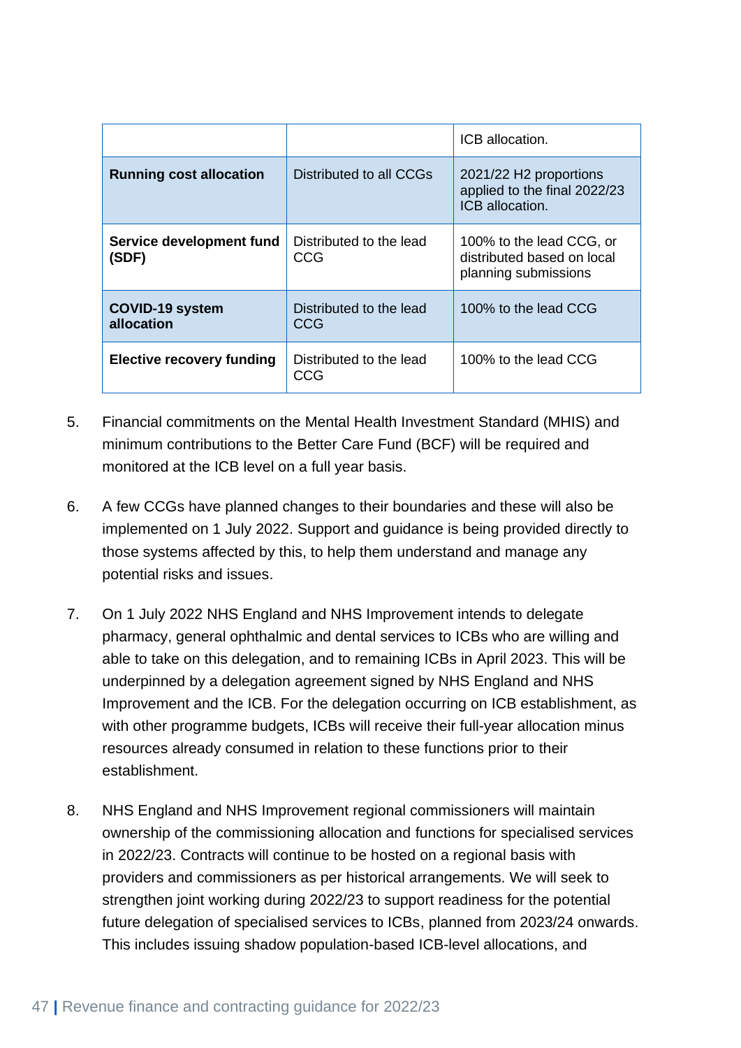|  |  | ICB allocation. |
|---|---|---|
| **Running cost allocation** | Distributed to all CCGs | 2021/22 H2 proportions applied to the final 2022/23 ICB allocation. |
| **Service development fund (SDF)** | Distributed to the lead CCG | 100% to the lead CCG, or distributed based on local planning submissions |
| **COVID-19 system allocation** | Distributed to the lead CCG | 100% to the lead CCG |
| **Elective recovery funding** | Distributed to the lead CCG | 100% to the lead CCG |

5. Financial commitments on the Mental Health Investment Standard (MHIS) and minimum contributions to the Better Care Fund (BCF) will be required and monitored at the ICB level on a full year basis.

6. A few CCGs have planned changes to their boundaries and these will also be implemented on 1 July 2022. Support and guidance is being provided directly to those systems affected by this, to help them understand and manage any potential risks and issues.

7. On 1 July 2022 NHS England and NHS Improvement intends to delegate pharmacy, general ophthalmic and dental services to ICBs who are willing and able to take on this delegation, and to remaining ICBs in April 2023. This will be underpinned by a delegation agreement signed by NHS England and NHS Improvement and the ICB. For the delegation occurring on ICB establishment, as with other programme budgets, ICBs will receive their full-year allocation minus resources already consumed in relation to these functions prior to their establishment.

8. NHS England and NHS Improvement regional commissioners will maintain ownership of the commissioning allocation and functions for specialised services in 2022/23. Contracts will continue to be hosted on a regional basis with providers and commissioners as per historical arrangements. We will seek to strengthen joint working during 2022/23 to support readiness for the potential future delegation of specialised services to ICBs, planned from 2023/24 onwards. This includes issuing shadow population-based ICB-level allocations, and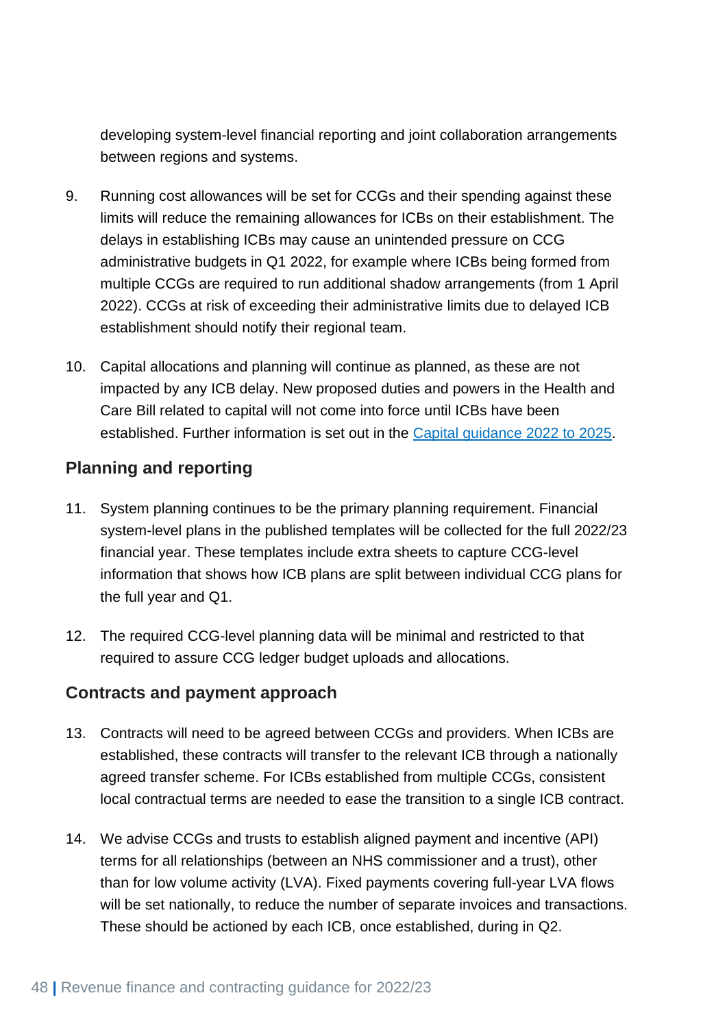developing system-level financial reporting and joint collaboration arrangements between regions and systems.

9. Running cost allowances will be set for CCGs and their spending against these limits will reduce the remaining allowances for ICBs on their establishment. The delays in establishing ICBs may cause an unintended pressure on CCG administrative budgets in Q1 2022, for example where ICBs being formed from multiple CCGs are required to run additional shadow arrangements (from 1 April 2022). CCGs at risk of exceeding their administrative limits due to delayed ICB establishment should notify their regional team.

10. Capital allocations and planning will continue as planned, as these are not impacted by any ICB delay. New proposed duties and powers in the Health and Care Bill related to capital will not come into force until ICBs have been established. Further information is set out in the Capital guidance 2022 to 2025.

## Planning and reporting

11. System planning continues to be the primary planning requirement. Financial system-level plans in the published templates will be collected for the full 2022/23 financial year. These templates include extra sheets to capture CCG-level information that shows how ICB plans are split between individual CCG plans for the full year and Q1.

12. The required CCG-level planning data will be minimal and restricted to that required to assure CCG ledger budget uploads and allocations.

## Contracts and payment approach

13. Contracts will need to be agreed between CCGs and providers. When ICBs are established, these contracts will transfer to the relevant ICB through a nationally agreed transfer scheme. For ICBs established from multiple CCGs, consistent local contractual terms are needed to ease the transition to a single ICB contract.

14. We advise CCGs and trusts to establish aligned payment and incentive (API) terms for all relationships (between an NHS commissioner and a trust), other than for low volume activity (LVA). Fixed payments covering full-year LVA flows will be set nationally, to reduce the number of separate invoices and transactions. These should be actioned by each ICB, once established, during in Q2.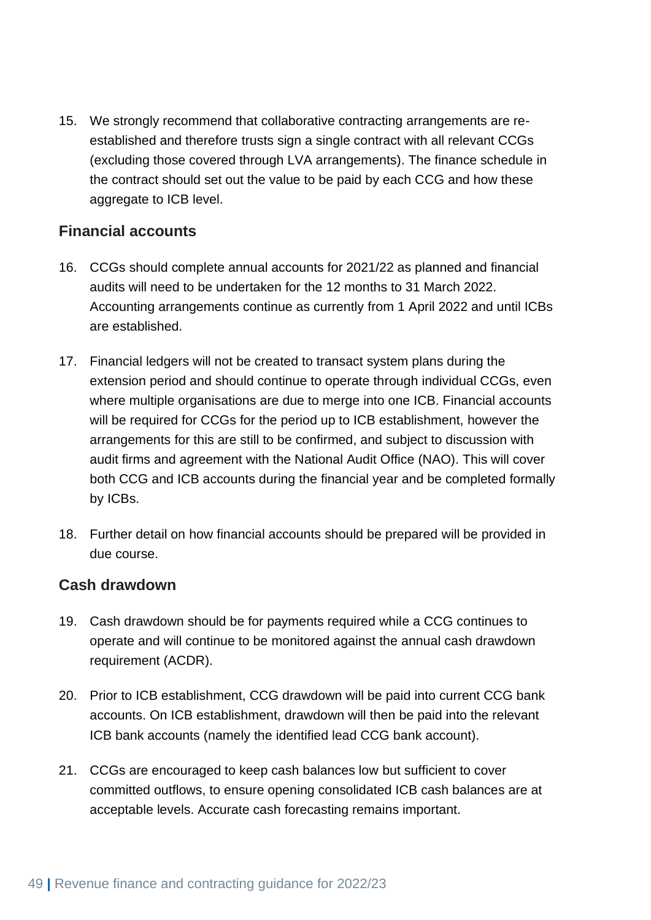15. We strongly recommend that collaborative contracting arrangements are re-established and therefore trusts sign a single contract with all relevant CCGs (excluding those covered through LVA arrangements). The finance schedule in the contract should set out the value to be paid by each CCG and how these aggregate to ICB level.

### Financial accounts

16. CCGs should complete annual accounts for 2021/22 as planned and financial audits will need to be undertaken for the 12 months to 31 March 2022. Accounting arrangements continue as currently from 1 April 2022 and until ICBs are established.

17. Financial ledgers will not be created to transact system plans during the extension period and should continue to operate through individual CCGs, even where multiple organisations are due to merge into one ICB. Financial accounts will be required for CCGs for the period up to ICB establishment, however the arrangements for this are still to be confirmed, and subject to discussion with audit firms and agreement with the National Audit Office (NAO). This will cover both CCG and ICB accounts during the financial year and be completed formally by ICBs.

18. Further detail on how financial accounts should be prepared will be provided in due course.

### Cash drawdown

19. Cash drawdown should be for payments required while a CCG continues to operate and will continue to be monitored against the annual cash drawdown requirement (ACDR).

20. Prior to ICB establishment, CCG drawdown will be paid into current CCG bank accounts. On ICB establishment, drawdown will then be paid into the relevant ICB bank accounts (namely the identified lead CCG bank account).

21. CCGs are encouraged to keep cash balances low but sufficient to cover committed outflows, to ensure opening consolidated ICB cash balances are at acceptable levels. Accurate cash forecasting remains important.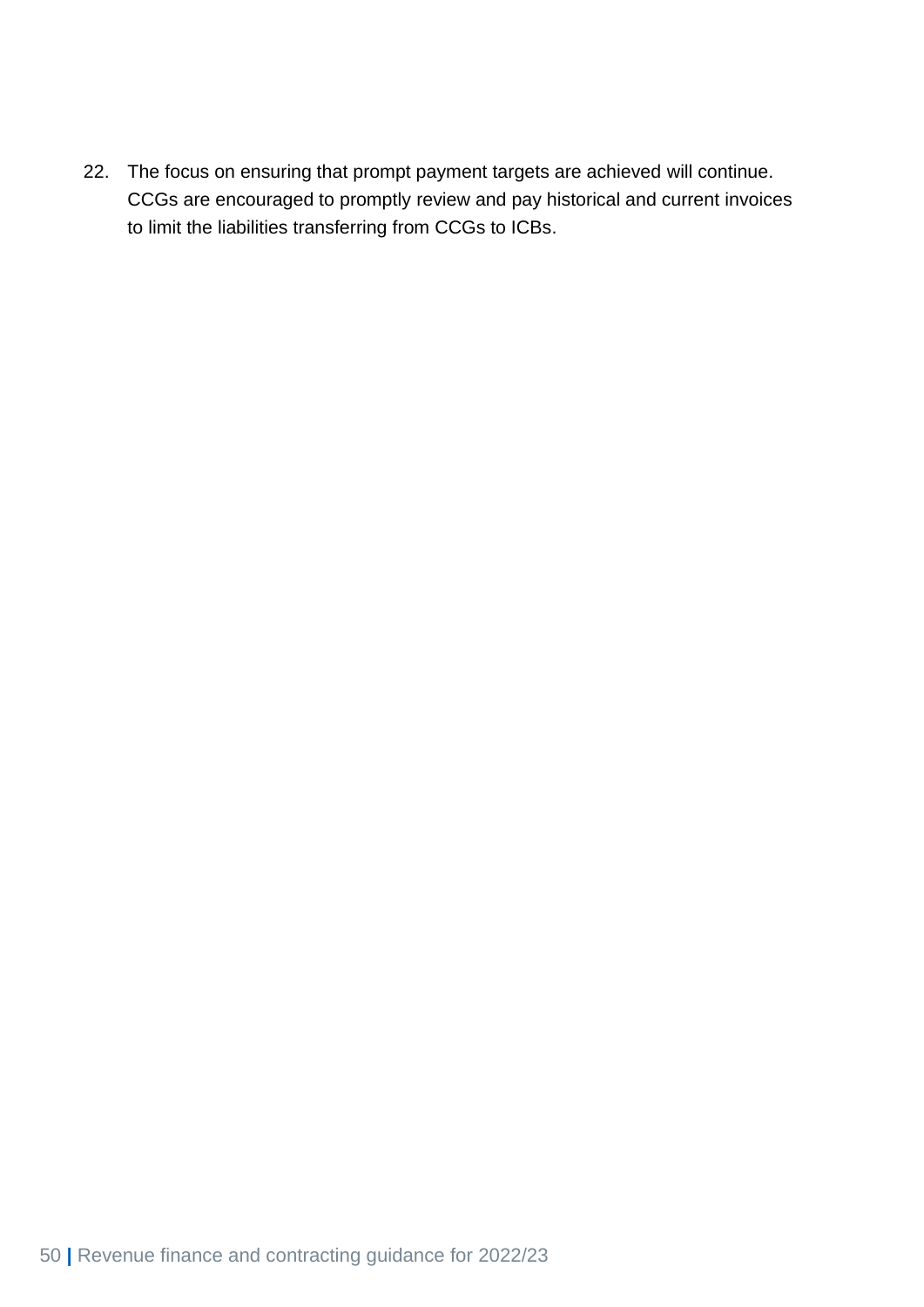22. The focus on ensuring that prompt payment targets are achieved will continue. CCGs are encouraged to promptly review and pay historical and current invoices to limit the liabilities transferring from CCGs to ICBs.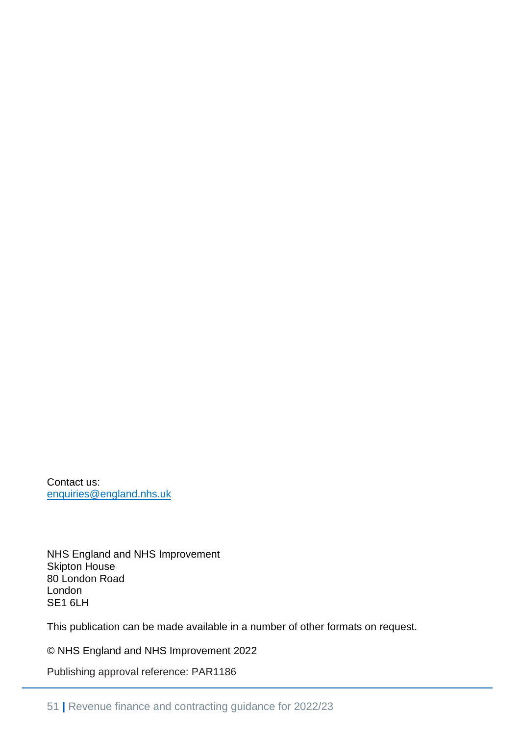Contact us:
[enquiries@england.nhs.uk](mailto:enquiries@england.nhs.uk)

NHS England and NHS Improvement
Skipton House
80 London Road
London
SE1 6LH

This publication can be made available in a number of other formats on request.

© NHS England and NHS Improvement 2022

Publishing approval reference: PAR1186